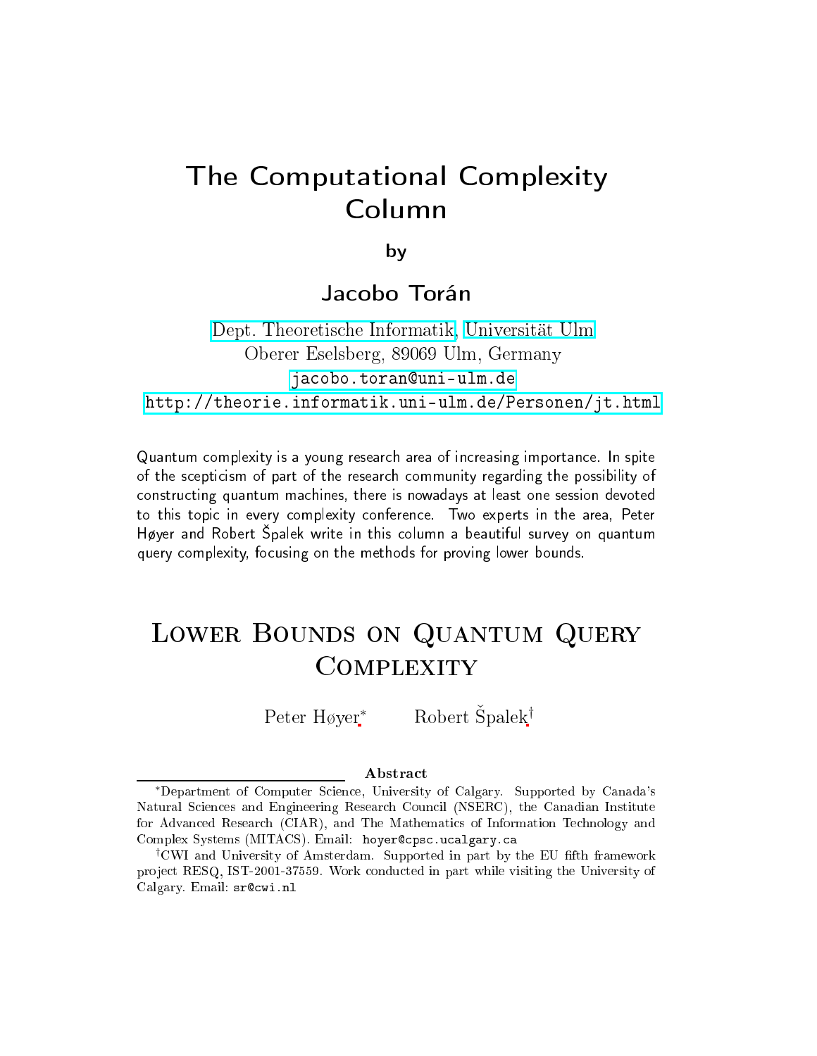# The Computational Complexity Column

by

## Jacobo Torán

Dept. Theoretische Informatik, Universität Ulm
Oberer Eselsberg, 89069 Ulm, Germany
jacobo.toran@uni-ulm.de
http://theorie.informatik.uni-ulm.de/Personen/jt.html

Quantum complexity is a young research area of increasing importance. In spite of the scepticism of part of the research community regarding the possibility of constructing quantum machines, there is nowadays at least one session devoted to this topic in every complexity conference. Two experts in the area, Peter Høyer and Robert Špalek write in this column a beautiful survey on quantum query complexity, focusing on the methods for proving lower bounds.

# Lower Bounds on Quantum Query Complexity

Peter Høyer[*] Robert Špalek[†]

**Abstract**

[*] Department of Computer Science, University of Calgary. Supported by Canada's Natural Sciences and Engineering Research Council (NSERC), the Canadian Institute for Advanced Research (CIAR), and The Mathematics of Information Technology and Complex Systems (MITACS). Email: hoyer@cpsc.ucalgary.ca

[†] CWI and University of Amsterdam. Supported in part by the EU fifth framework project RESQ, IST-2001-37559. Work conducted in part while visiting the University of Calgary. Email: sr@cwi.nl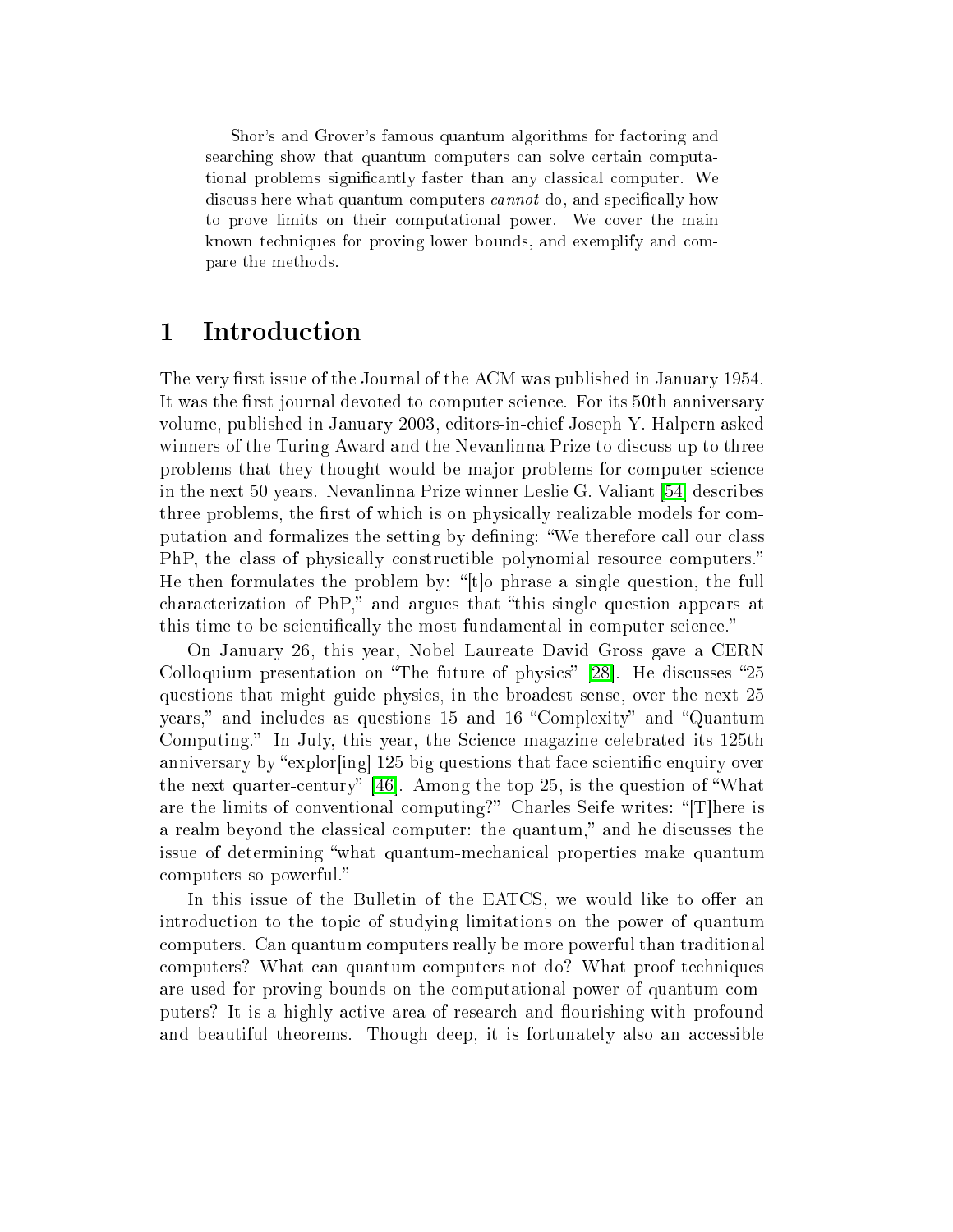Shor's and Grover's famous quantum algorithms for factoring and searching show that quantum computers can solve certain computational problems significantly faster than any classical computer. We discuss here what quantum computers *cannot* do, and specifically how to prove limits on their computational power. We cover the main known techniques for proving lower bounds, and exemplify and compare the methods.

# 1 Introduction

The very first issue of the Journal of the ACM was published in January 1954. It was the first journal devoted to computer science. For its 50th anniversary volume, published in January 2003, editors-in-chief Joseph Y. Halpern asked winners of the Turing Award and the Nevanlinna Prize to discuss up to three problems that they thought would be major problems for computer science in the next 50 years. Nevanlinna Prize winner Leslie G. Valiant [54] describes three problems, the first of which is on physically realizable models for computation and formalizes the setting by defining: "We therefore call our class PhP, the class of physically constructible polynomial resource computers." He then formulates the problem by: "[t]o phrase a single question, the full characterization of PhP," and argues that "this single question appears at this time to be scientifically the most fundamental in computer science."

On January 26, this year, Nobel Laureate David Gross gave a CERN Colloquium presentation on "The future of physics" [28]. He discusses "25 questions that might guide physics, in the broadest sense, over the next 25 years," and includes as questions 15 and 16 "Complexity" and "Quantum Computing." In July, this year, the Science magazine celebrated its 125th anniversary by "explor[ing] 125 big questions that face scientific enquiry over the next quarter-century" [46]. Among the top 25, is the question of "What are the limits of conventional computing?" Charles Seife writes: "[T]here is a realm beyond the classical computer: the quantum," and he discusses the issue of determining "what quantum-mechanical properties make quantum computers so powerful."

In this issue of the Bulletin of the EATCS, we would like to offer an introduction to the topic of studying limitations on the power of quantum computers. Can quantum computers really be more powerful than traditional computers? What can quantum computers not do? What proof techniques are used for proving bounds on the computational power of quantum computers? It is a highly active area of research and flourishing with profound and beautiful theorems. Though deep, it is fortunately also an accessible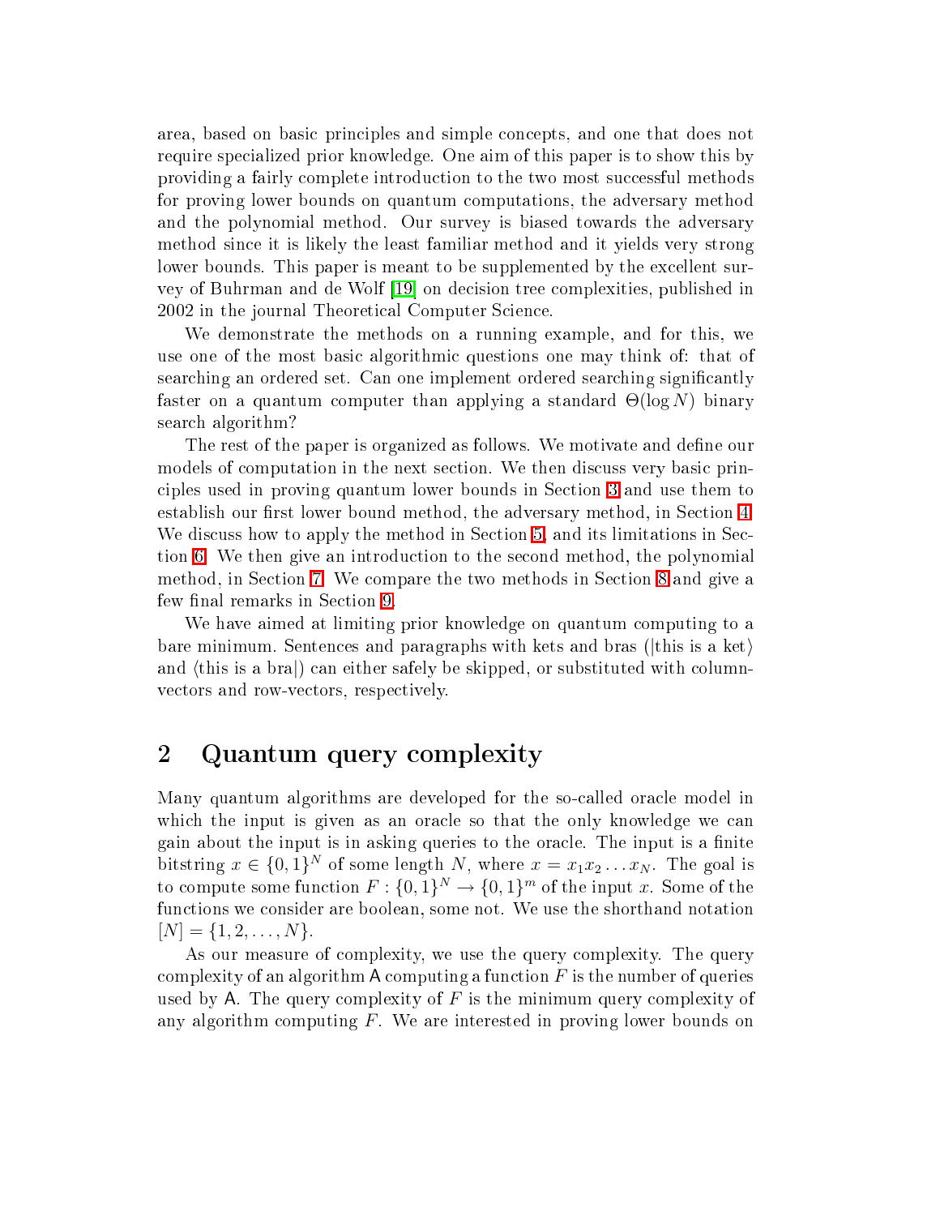area, based on basic principles and simple concepts, and one that does not require specialized prior knowledge. One aim of this paper is to show this by providing a fairly complete introduction to the two most successful methods for proving lower bounds on quantum computations, the adversary method and the polynomial method. Our survey is biased towards the adversary method since it is likely the least familiar method and it yields very strong lower bounds. This paper is meant to be supplemented by the excellent survey of Buhrman and de Wolf [19] on decision tree complexities, published in 2002 in the journal Theoretical Computer Science.

We demonstrate the methods on a running example, and for this, we use one of the most basic algorithmic questions one may think of: that of searching an ordered set. Can one implement ordered searching significantly faster on a quantum computer than applying a standard $\Theta(\log N)$ binary search algorithm?

The rest of the paper is organized as follows. We motivate and define our models of computation in the next section. We then discuss very basic principles used in proving quantum lower bounds in Section 3 and use them to establish our first lower bound method, the adversary method, in Section 4. We discuss how to apply the method in Section 5, and its limitations in Section 6. We then give an introduction to the second method, the polynomial method, in Section 7. We compare the two methods in Section 8 and give a few final remarks in Section 9.

We have aimed at limiting prior knowledge on quantum computing to a bare minimum. Sentences and paragraphs with kets and bras ($|\text{this is a ket}\rangle$ and $\langle\text{this is a bra}|$) can either safely be skipped, or substituted with column-vectors and row-vectors, respectively.

## 2 Quantum query complexity

Many quantum algorithms are developed for the so-called oracle model in which the input is given as an oracle so that the only knowledge we can gain about the input is in asking queries to the oracle. The input is a finite bitstring $x \in \{0,1\}^N$ of some length $N$, where $x = x_1 x_2 \ldots x_N$. The goal is to compute some function $F : \{0,1\}^N \to \{0,1\}^m$ of the input $x$. Some of the functions we consider are boolean, some not. We use the shorthand notation $[N] = \{1, 2, \ldots, N\}$.

As our measure of complexity, we use the query complexity. The query complexity of an algorithm $\mathsf{A}$ computing a function $F$ is the number of queries used by $\mathsf{A}$. The query complexity of $F$ is the minimum query complexity of any algorithm computing $F$. We are interested in proving lower bounds on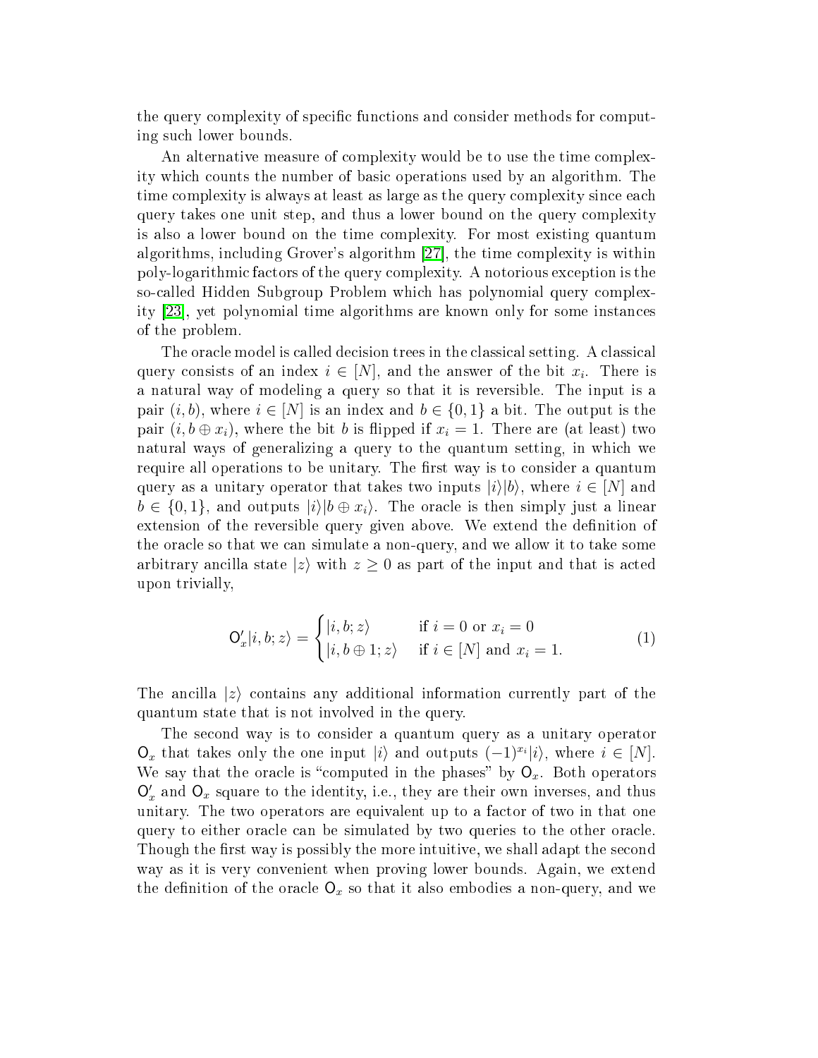the query complexity of specific functions and consider methods for computing such lower bounds.

An alternative measure of complexity would be to use the time complexity which counts the number of basic operations used by an algorithm. The time complexity is always at least as large as the query complexity since each query takes one unit step, and thus a lower bound on the query complexity is also a lower bound on the time complexity. For most existing quantum algorithms, including Grover's algorithm [27], the time complexity is within poly-logarithmic factors of the query complexity. A notorious exception is the so-called Hidden Subgroup Problem which has polynomial query complexity [23], yet polynomial time algorithms are known only for some instances of the problem.

The oracle model is called decision trees in the classical setting. A classical query consists of an index $i \in [N]$, and the answer of the bit $x_i$. There is a natural way of modeling a query so that it is reversible. The input is a pair $(i, b)$, where $i \in [N]$ is an index and $b \in \{0, 1\}$ a bit. The output is the pair $(i, b \oplus x_i)$, where the bit $b$ is flipped if $x_i = 1$. There are (at least) two natural ways of generalizing a query to the quantum setting, in which we require all operations to be unitary. The first way is to consider a quantum query as a unitary operator that takes two inputs $|i\rangle|b\rangle$, where $i \in [N]$ and $b \in \{0, 1\}$, and outputs $|i\rangle|b \oplus x_i\rangle$. The oracle is then simply just a linear extension of the reversible query given above. We extend the definition of the oracle so that we can simulate a non-query, and we allow it to take some arbitrary ancilla state $|z\rangle$ with $z \geq 0$ as part of the input and that is acted upon trivially,

$$\mathsf{O}'_x|i, b; z\rangle = \begin{cases} |i, b; z\rangle & \text{if } i = 0 \text{ or } x_i = 0 \\ |i, b \oplus 1; z\rangle & \text{if } i \in [N] \text{ and } x_i = 1. \end{cases} \tag{1}$$

The ancilla $|z\rangle$ contains any additional information currently part of the quantum state that is not involved in the query.

The second way is to consider a quantum query as a unitary operator $\mathsf{O}_x$ that takes only the one input $|i\rangle$ and outputs $(-1)^{x_i}|i\rangle$, where $i \in [N]$. We say that the oracle is "computed in the phases" by $\mathsf{O}_x$. Both operators $\mathsf{O}'_x$ and $\mathsf{O}_x$ square to the identity, i.e., they are their own inverses, and thus unitary. The two operators are equivalent up to a factor of two in that one query to either oracle can be simulated by two queries to the other oracle. Though the first way is possibly the more intuitive, we shall adapt the second way as it is very convenient when proving lower bounds. Again, we extend the definition of the oracle $\mathsf{O}_x$ so that it also embodies a non-query, and we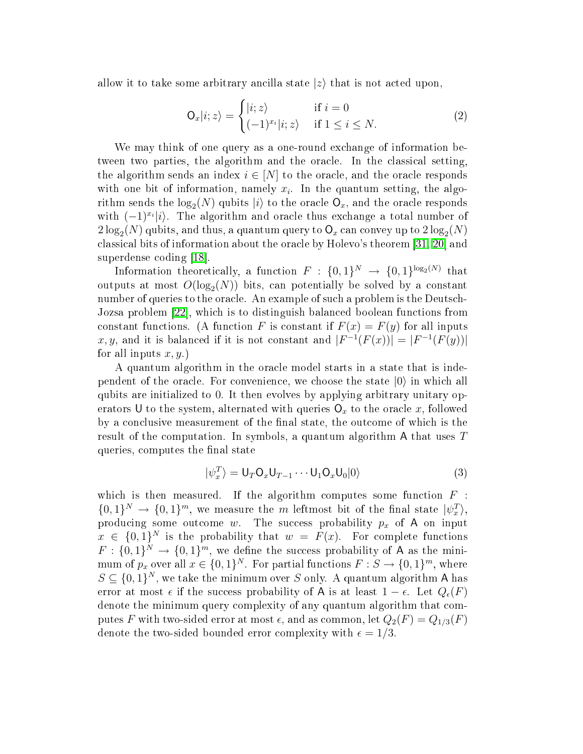allow it to take some arbitrary ancilla state $|z\rangle$ that is not acted upon,

$$\mathsf{O}_x|i;z\rangle = \begin{cases} |i;z\rangle & \text{if } i=0 \\ (-1)^{x_i}|i;z\rangle & \text{if } 1 \le i \le N. \end{cases} \tag{2}$$

We may think of one query as a one-round exchange of information between two parties, the algorithm and the oracle. In the classical setting, the algorithm sends an index $i \in [N]$ to the oracle, and the oracle responds with one bit of information, namely $x_i$. In the quantum setting, the algorithm sends the $\log_2(N)$ qubits $|i\rangle$ to the oracle $\mathsf{O}_x$, and the oracle responds with $(-1)^{x_i}|i\rangle$. The algorithm and oracle thus exchange a total number of $2\log_2(N)$ qubits, and thus, a quantum query to $\mathsf{O}_x$ can convey up to $2\log_2(N)$ classical bits of information about the oracle by Holevo's theorem [31, 20] and superdense coding [18].

Information theoretically, a function $F : \{0,1\}^N \to \{0,1\}^{\log_2(N)}$ that outputs at most $O(\log_2(N))$ bits, can potentially be solved by a constant number of queries to the oracle. An example of such a problem is the Deutsch-Jozsa problem [22], which is to distinguish balanced boolean functions from constant functions. (A function $F$ is constant if $F(x) = F(y)$ for all inputs $x, y$, and it is balanced if it is not constant and $|F^{-1}(F(x))| = |F^{-1}(F(y))|$ for all inputs $x, y$.)

A quantum algorithm in the oracle model starts in a state that is independent of the oracle. For convenience, we choose the state $|0\rangle$ in which all qubits are initialized to 0. It then evolves by applying arbitrary unitary operators $\mathsf{U}$ to the system, alternated with queries $\mathsf{O}_x$ to the oracle $x$, followed by a conclusive measurement of the final state, the outcome of which is the result of the computation. In symbols, a quantum algorithm $\mathsf{A}$ that uses $T$ queries, computes the final state

$$|\psi_x^T\rangle = \mathsf{U}_T \mathsf{O}_x \mathsf{U}_{T-1} \cdots \mathsf{U}_1 \mathsf{O}_x \mathsf{U}_0 |0\rangle \tag{3}$$

which is then measured. If the algorithm computes some function $F : \{0,1\}^N \to \{0,1\}^m$, we measure the $m$ leftmost bit of the final state $|\psi_x^T\rangle$, producing some outcome $w$. The success probability $p_x$ of $\mathsf{A}$ on input $x \in \{0,1\}^N$ is the probability that $w = F(x)$. For complete functions $F : \{0,1\}^N \to \{0,1\}^m$, we define the success probability of $\mathsf{A}$ as the minimum of $p_x$ over all $x \in \{0,1\}^N$. For partial functions $F : S \to \{0,1\}^m$, where $S \subseteq \{0,1\}^N$, we take the minimum over $S$ only. A quantum algorithm $\mathsf{A}$ has error at most $\epsilon$ if the success probability of $\mathsf{A}$ is at least $1-\epsilon$. Let $Q_\epsilon(F)$ denote the minimum query complexity of any quantum algorithm that computes $F$ with two-sided error at most $\epsilon$, and as common, let $Q_2(F) = Q_{1/3}(F)$ denote the two-sided bounded error complexity with $\epsilon = 1/3$.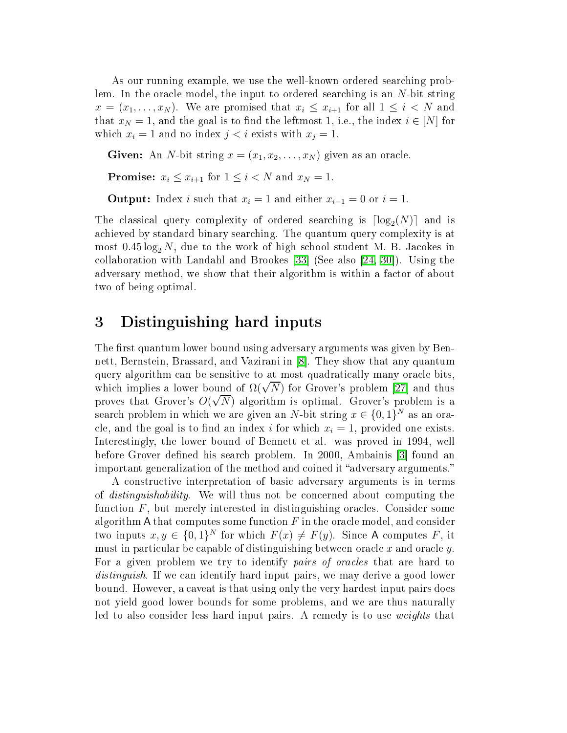As our running example, we use the well-known ordered searching problem. In the oracle model, the input to ordered searching is an $N$-bit string $x = (x_1, \dots, x_N)$. We are promised that $x_i \leq x_{i+1}$ for all $1 \leq i < N$ and that $x_N = 1$, and the goal is to find the leftmost 1, i.e., the index $i \in [N]$ for which $x_i = 1$ and no index $j < i$ exists with $x_j = 1$.

**Given:** An $N$-bit string $x = (x_1, x_2, \dots, x_N)$ given as an oracle.

**Promise:** $x_i \leq x_{i+1}$ for $1 \leq i < N$ and $x_N = 1$.

**Output:** Index $i$ such that $x_i = 1$ and either $x_{i-1} = 0$ or $i = 1$.

The classical query complexity of ordered searching is $\lceil \log_2(N) \rceil$ and is achieved by standard binary searching. The quantum query complexity is at most $0.45 \log_2 N$, due to the work of high school student M. B. Jacokes in collaboration with Landahl and Brookes [33] (See also [24, 30]). Using the adversary method, we show that their algorithm is within a factor of about two of being optimal.

# 3 Distinguishing hard inputs

The first quantum lower bound using adversary arguments was given by Bennett, Bernstein, Brassard, and Vazirani in [8]. They show that any quantum query algorithm can be sensitive to at most quadratically many oracle bits, which implies a lower bound of $\Omega(\sqrt{N})$ for Grover's problem [27] and thus proves that Grover's $O(\sqrt{N})$ algorithm is optimal. Grover's problem is a search problem in which we are given an $N$-bit string $x \in \{0,1\}^N$ as an oracle, and the goal is to find an index $i$ for which $x_i = 1$, provided one exists. Interestingly, the lower bound of Bennett et al. was proved in 1994, well before Grover defined his search problem. In 2000, Ambainis [3] found an important generalization of the method and coined it "adversary arguments."

A constructive interpretation of basic adversary arguments is in terms of *distinguishability*. We will thus not be concerned about computing the function $F$, but merely interested in distinguishing oracles. Consider some algorithm $\mathsf{A}$ that computes some function $F$ in the oracle model, and consider two inputs $x, y \in \{0,1\}^N$ for which $F(x) \neq F(y)$. Since $\mathsf{A}$ computes $F$, it must in particular be capable of distinguishing between oracle $x$ and oracle $y$. For a given problem we try to identify *pairs of oracles* that are hard to *distinguish*. If we can identify hard input pairs, we may derive a good lower bound. However, a caveat is that using only the very hardest input pairs does not yield good lower bounds for some problems, and we are thus naturally led to also consider less hard input pairs. A remedy is to use *weights* that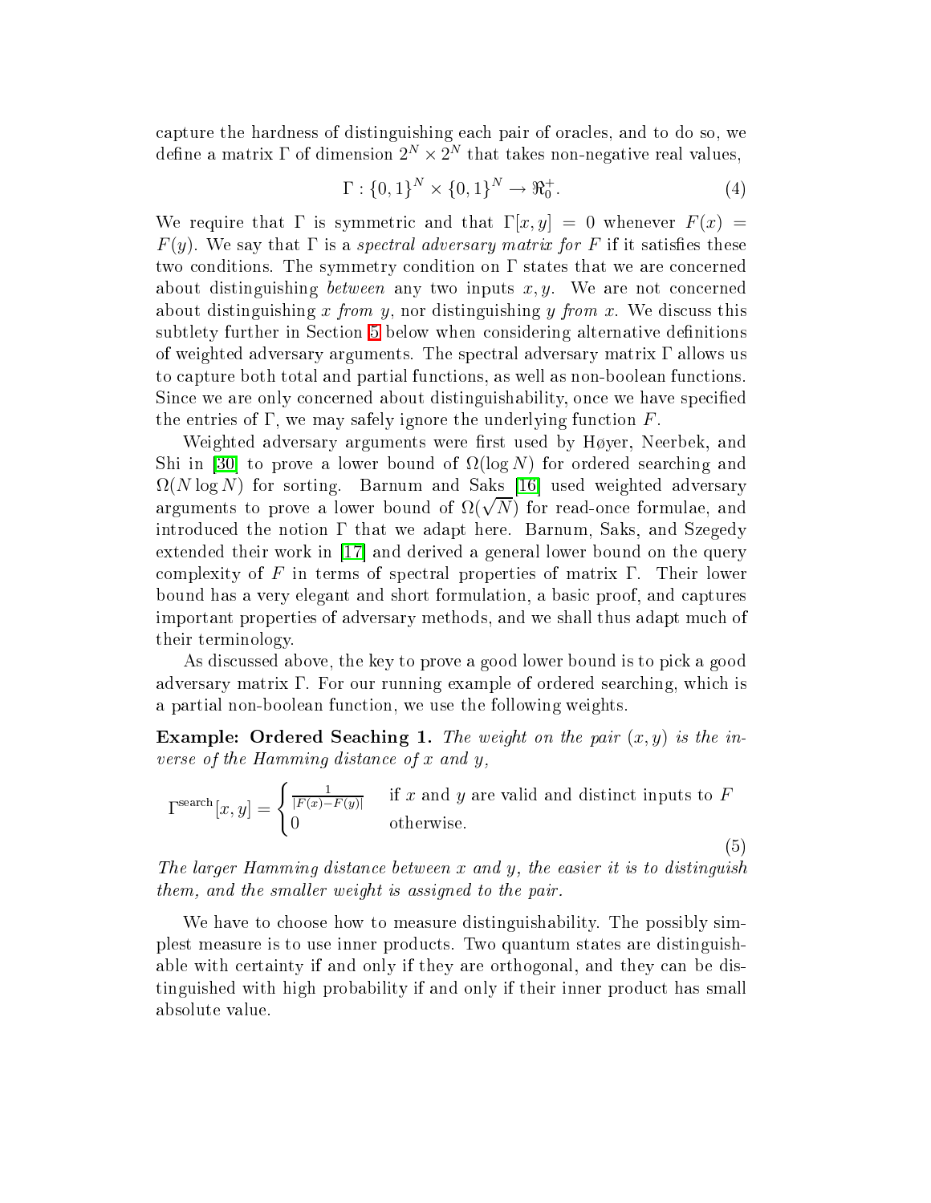capture the hardness of distinguishing each pair of oracles, and to do so, we define a matrix $\Gamma$ of dimension $2^N \times 2^N$ that takes non-negative real values,

$$\Gamma : \{0,1\}^N \times \{0,1\}^N \rightarrow \Re_0^+. \tag{4}$$

We require that $\Gamma$ is symmetric and that $\Gamma[x,y] = 0$ whenever $F(x) = F(y)$. We say that $\Gamma$ is a *spectral adversary matrix for $F$* if it satisfies these two conditions. The symmetry condition on $\Gamma$ states that we are concerned about distinguishing *between* any two inputs $x, y$. We are not concerned about distinguishing $x$ *from* $y$, nor distinguishing $y$ *from* $x$. We discuss this subtlety further in Section 5 below when considering alternative definitions of weighted adversary arguments. The spectral adversary matrix $\Gamma$ allows us to capture both total and partial functions, as well as non-boolean functions. Since we are only concerned about distinguishability, once we have specified the entries of $\Gamma$, we may safely ignore the underlying function $F$.

Weighted adversary arguments were first used by Høyer, Neerbek, and Shi in [30] to prove a lower bound of $\Omega(\log N)$ for ordered searching and $\Omega(N \log N)$ for sorting. Barnum and Saks [16] used weighted adversary arguments to prove a lower bound of $\Omega(\sqrt{N})$ for read-once formulae, and introduced the notion $\Gamma$ that we adapt here. Barnum, Saks, and Szegedy extended their work in [17] and derived a general lower bound on the query complexity of $F$ in terms of spectral properties of matrix $\Gamma$. Their lower bound has a very elegant and short formulation, a basic proof, and captures important properties of adversary methods, and we shall thus adapt much of their terminology.

As discussed above, the key to prove a good lower bound is to pick a good adversary matrix $\Gamma$. For our running example of ordered searching, which is a partial non-boolean function, we use the following weights.

**Example: Ordered Seaching 1.** *The weight on the pair $(x, y)$ is the inverse of the Hamming distance of $x$ and $y$,*

$$\Gamma^{\text{search}}[x,y] = \begin{cases} \frac{1}{|F(x)-F(y)|} & \text{if } x \text{ and } y \text{ are valid and distinct inputs to } F \\ 0 & \text{otherwise.} \end{cases} \tag{5}$$

*The larger Hamming distance between $x$ and $y$, the easier it is to distinguish them, and the smaller weight is assigned to the pair.*

We have to choose how to measure distinguishability. The possibly simplest measure is to use inner products. Two quantum states are distinguishable with certainty if and only if they are orthogonal, and they can be distinguished with high probability if and only if their inner product has small absolute value.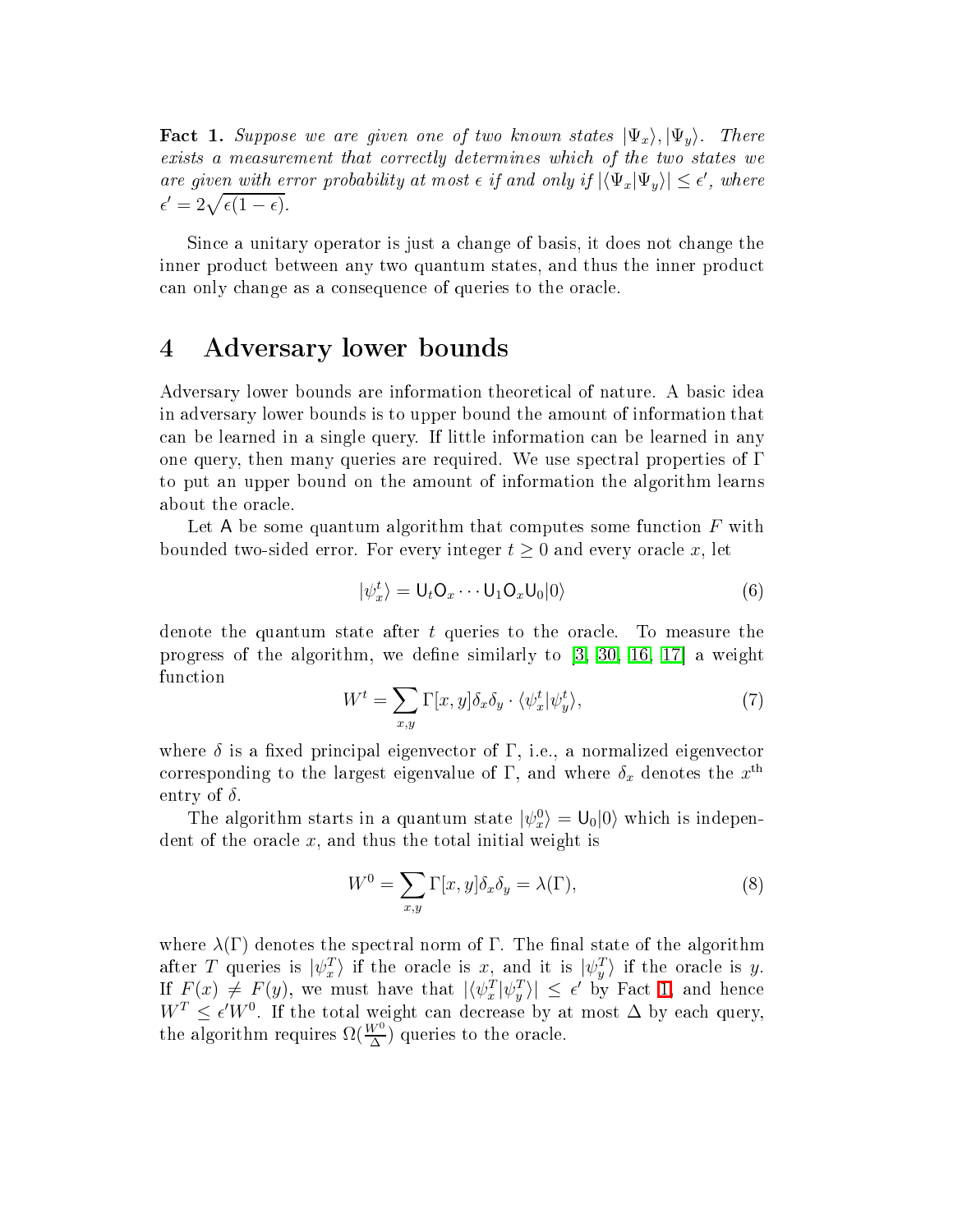**Fact 1.** *Suppose we are given one of two known states $|\Psi_x\rangle, |\Psi_y\rangle$. There exists a measurement that correctly determines which of the two states we are given with error probability at most $\epsilon$ if and only if $|\langle\Psi_x|\Psi_y\rangle| \leq \epsilon'$, where $\epsilon' = 2\sqrt{\epsilon(1-\epsilon)}$.*

Since a unitary operator is just a change of basis, it does not change the inner product between any two quantum states, and thus the inner product can only change as a consequence of queries to the oracle.

# 4 Adversary lower bounds

Adversary lower bounds are information theoretical of nature. A basic idea in adversary lower bounds is to upper bound the amount of information that can be learned in a single query. If little information can be learned in any one query, then many queries are required. We use spectral properties of $\Gamma$ to put an upper bound on the amount of information the algorithm learns about the oracle.

Let $\mathsf{A}$ be some quantum algorithm that computes some function $F$ with bounded two-sided error. For every integer $t \geq 0$ and every oracle $x$, let

$$|\psi_x^t\rangle = \mathsf{U}_t\mathsf{O}_x \cdots \mathsf{U}_1\mathsf{O}_x\mathsf{U}_0|0\rangle \tag{6}$$

denote the quantum state after $t$ queries to the oracle. To measure the progress of the algorithm, we define similarly to [3, 30, 16, 17] a weight function

$$W^t = \sum_{x,y} \Gamma[x,y]\delta_x\delta_y \cdot \langle\psi_x^t|\psi_y^t\rangle, \tag{7}$$

where $\delta$ is a fixed principal eigenvector of $\Gamma$, i.e., a normalized eigenvector corresponding to the largest eigenvalue of $\Gamma$, and where $\delta_x$ denotes the $x^{\text{th}}$ entry of $\delta$.

The algorithm starts in a quantum state $|\psi_x^0\rangle = \mathsf{U}_0|0\rangle$ which is independent of the oracle $x$, and thus the total initial weight is

$$W^0 = \sum_{x,y} \Gamma[x,y]\delta_x\delta_y = \lambda(\Gamma), \tag{8}$$

where $\lambda(\Gamma)$ denotes the spectral norm of $\Gamma$. The final state of the algorithm after $T$ queries is $|\psi_x^T\rangle$ if the oracle is $x$, and it is $|\psi_y^T\rangle$ if the oracle is $y$. If $F(x) \neq F(y)$, we must have that $|\langle\psi_x^T|\psi_y^T\rangle| \leq \epsilon'$ by Fact 1, and hence $W^T \leq \epsilon' W^0$. If the total weight can decrease by at most $\Delta$ by each query, the algorithm requires $\Omega(\frac{W^0}{\Delta})$ queries to the oracle.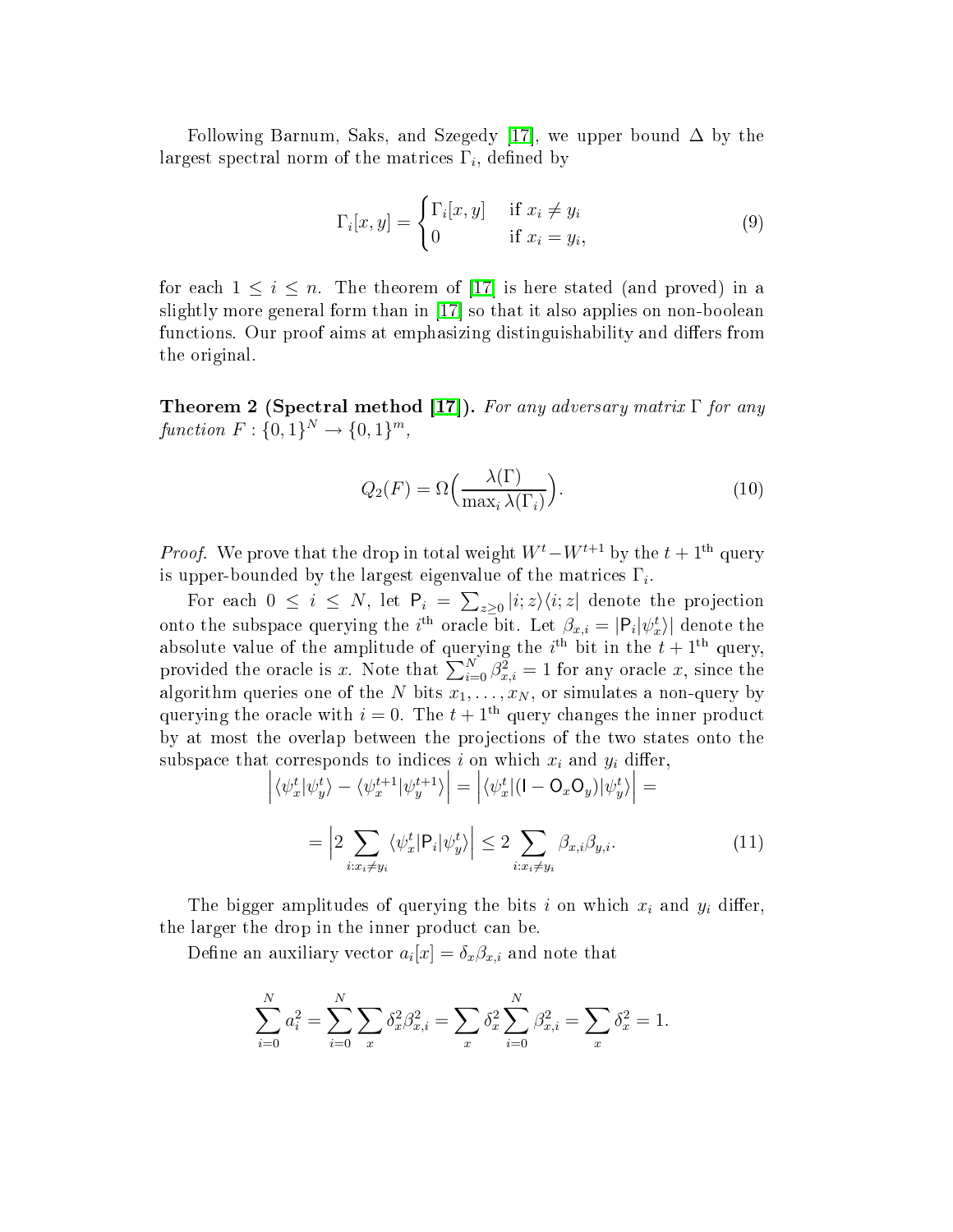Following Barnum, Saks, and Szegedy [17], we upper bound $\Delta$ by the largest spectral norm of the matrices $\Gamma_i$, defined by

$$\Gamma_i[x,y] = \begin{cases} \Gamma_i[x,y] & \text{if } x_i \neq y_i \\ 0 & \text{if } x_i = y_i, \end{cases} \tag{9}$$

for each $1 \leq i \leq n$. The theorem of [17] is here stated (and proved) in a slightly more general form than in [17] so that it also applies on non-boolean functions. Our proof aims at emphasizing distinguishability and differs from the original.

**Theorem 2 (Spectral method [17]).** *For any adversary matrix $\Gamma$ for any function $F : \{0,1\}^N \to \{0,1\}^m$,*

$$Q_2(F) = \Omega\Big(\frac{\lambda(\Gamma)}{\max_i \lambda(\Gamma_i)}\Big). \tag{10}$$

*Proof.* We prove that the drop in total weight $W^t - W^{t+1}$ by the $t+1^{\text{th}}$ query is upper-bounded by the largest eigenvalue of the matrices $\Gamma_i$.

For each $0 \leq i \leq N$, let $\mathsf{P}_i = \sum_{z \geq 0} |i;z\rangle\langle i;z|$ denote the projection onto the subspace querying the $i^{\text{th}}$ oracle bit. Let $\beta_{x,i} = |\mathsf{P}_i|\psi_x^t\rangle|$ denote the absolute value of the amplitude of querying the $i^{\text{th}}$ bit in the $t+1^{\text{th}}$ query, provided the oracle is $x$. Note that $\sum_{i=0}^N \beta_{x,i}^2 = 1$ for any oracle $x$, since the algorithm queries one of the $N$ bits $x_1, \ldots, x_N$, or simulates a non-query by querying the oracle with $i = 0$. The $t+1^{\text{th}}$ query changes the inner product by at most the overlap between the projections of the two states onto the subspace that corresponds to indices $i$ on which $x_i$ and $y_i$ differ,

$$\Big|\langle\psi_x^t|\psi_y^t\rangle - \langle\psi_x^{t+1}|\psi_y^{t+1}\rangle\Big| = \Big|\langle\psi_x^t|(\mathsf{I} - \mathsf{O}_x\mathsf{O}_y)|\psi_y^t\rangle\Big| =$$

$$= \Big|2\sum_{i:x_i \neq y_i} \langle\psi_x^t|\mathsf{P}_i|\psi_y^t\rangle\Big| \leq 2\sum_{i:x_i \neq y_i} \beta_{x,i}\beta_{y,i}. \tag{11}$$

The bigger amplitudes of querying the bits $i$ on which $x_i$ and $y_i$ differ, the larger the drop in the inner product can be.

Define an auxiliary vector $a_i[x] = \delta_x \beta_{x,i}$ and note that

$$\sum_{i=0}^N a_i^2 = \sum_{i=0}^N \sum_x \delta_x^2 \beta_{x,i}^2 = \sum_x \delta_x^2 \sum_{i=0}^N \beta_{x,i}^2 = \sum_x \delta_x^2 = 1.$$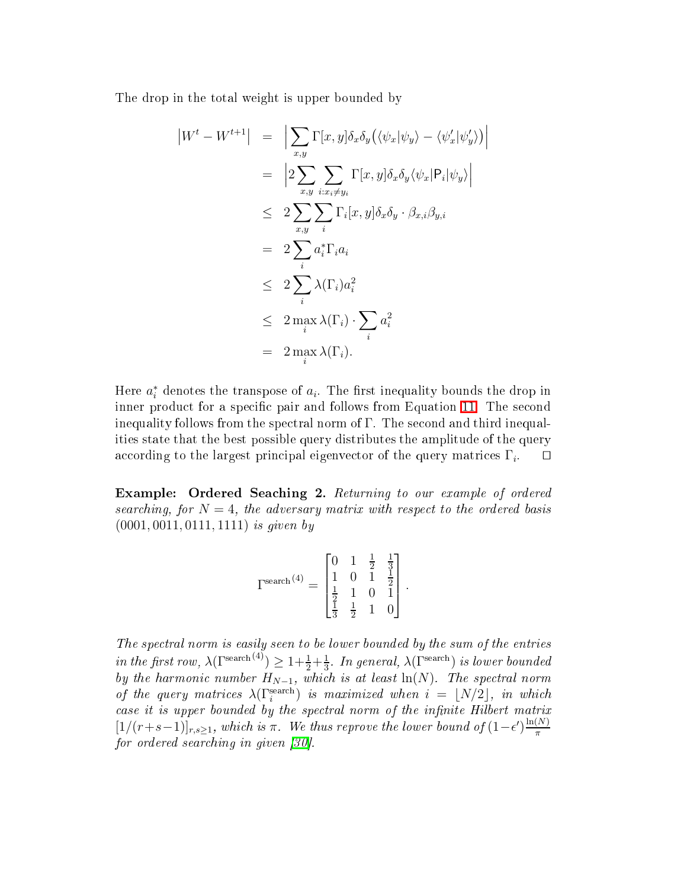The drop in the total weight is upper bounded by

$$
\begin{aligned}
\left|W^t - W^{t+1}\right| &= \Big|\sum_{x,y} \Gamma[x,y]\delta_x\delta_y\big(\langle\psi_x|\psi_y\rangle - \langle\psi'_x|\psi'_y\rangle\big)\Big| \\
&= \Big|2\sum_{x,y}\sum_{i:x_i\neq y_i} \Gamma[x,y]\delta_x\delta_y\langle\psi_x|\mathsf{P}_i|\psi_y\rangle\Big| \\
&\leq 2\sum_{x,y}\sum_{i} \Gamma_i[x,y]\delta_x\delta_y\cdot\beta_{x,i}\beta_{y,i} \\
&= 2\sum_i a_i^*\Gamma_i a_i \\
&\leq 2\sum_i \lambda(\Gamma_i)a_i^2 \\
&\leq 2\max_i \lambda(\Gamma_i)\cdot\sum_i a_i^2 \\
&= 2\max_i \lambda(\Gamma_i).
\end{aligned}
$$

Here $a_i^*$ denotes the transpose of $a_i$. The first inequality bounds the drop in inner product for a specific pair and follows from Equation 11. The second inequality follows from the spectral norm of $\Gamma$. The second and third inequalities state that the best possible query distributes the amplitude of the query according to the largest principal eigenvector of the query matrices $\Gamma_i$. $\square$

**Example: Ordered Seaching 2.** *Returning to our example of ordered searching, for $N = 4$, the adversary matrix with respect to the ordered basis $(0001, 0011, 0111, 1111)$ is given by*

$$
\Gamma^{\text{search}\,(4)} = \begin{bmatrix} 0 & 1 & \frac{1}{2} & \frac{1}{3} \\ 1 & 0 & 1 & \frac{1}{2} \\ \frac{1}{2} & 1 & 0 & 1 \\ \frac{1}{3} & \frac{1}{2} & 1 & 0 \end{bmatrix}.
$$

*The spectral norm is easily seen to be lower bounded by the sum of the entries in the first row, $\lambda(\Gamma^{\text{search}\,(4)}) \geq 1+\frac{1}{2}+\frac{1}{3}$. In general, $\lambda(\Gamma^{\text{search}})$ is lower bounded by the harmonic number $H_{N-1}$, which is at least $\ln(N)$. The spectral norm of the query matrices $\lambda(\Gamma_i^{\text{search}})$ is maximized when $i = \lfloor N/2 \rfloor$, in which case it is upper bounded by the spectral norm of the infinite Hilbert matrix $[1/(r+s-1)]_{r,s\geq 1}$, which is $\pi$. We thus reprove the lower bound of $(1-\epsilon')\frac{\ln(N)}{\pi}$ for ordered searching in given [30].*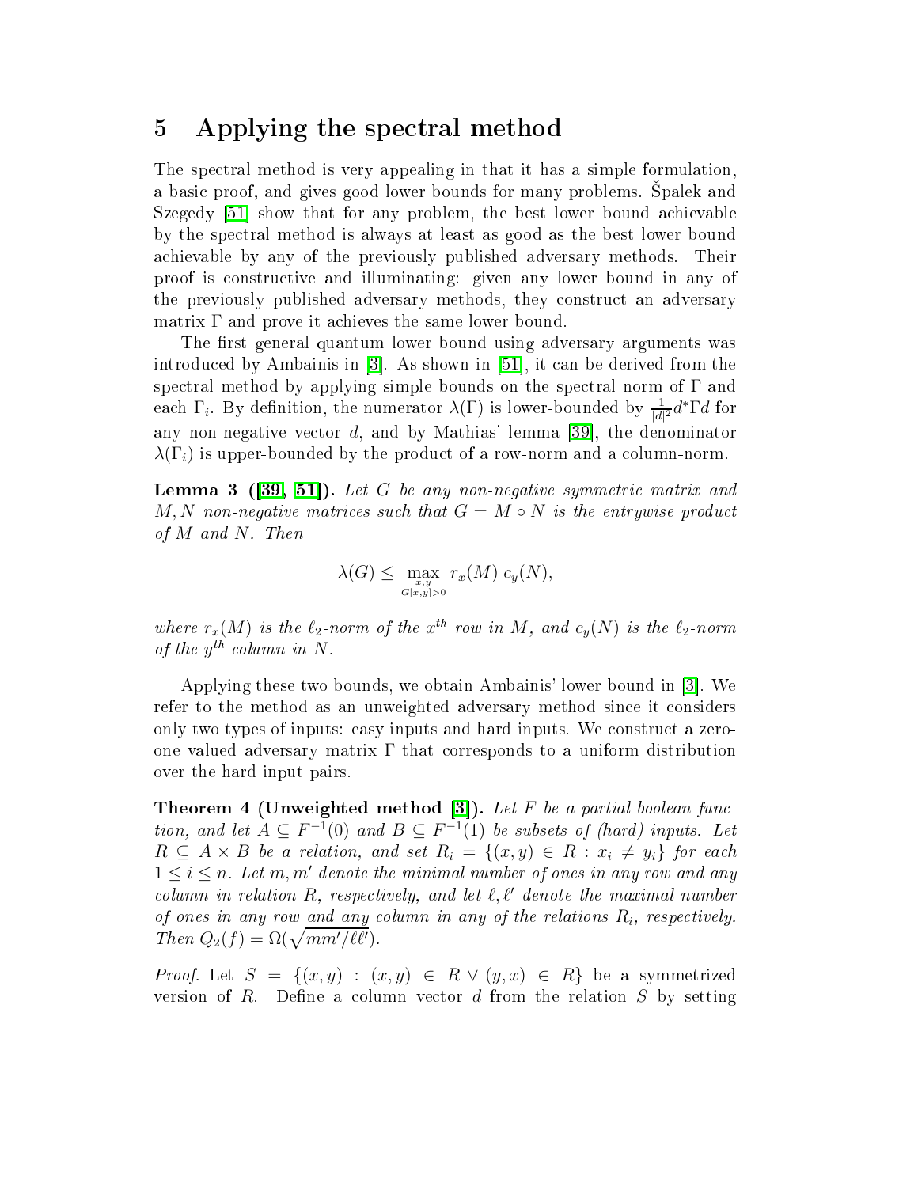## 5 Applying the spectral method

The spectral method is very appealing in that it has a simple formulation, a basic proof, and gives good lower bounds for many problems. Špalek and Szegedy [51] show that for any problem, the best lower bound achievable by the spectral method is always at least as good as the best lower bound achievable by any of the previously published adversary methods. Their proof is constructive and illuminating: given any lower bound in any of the previously published adversary methods, they construct an adversary matrix $\Gamma$ and prove it achieves the same lower bound.

The first general quantum lower bound using adversary arguments was introduced by Ambainis in [3]. As shown in [51], it can be derived from the spectral method by applying simple bounds on the spectral norm of $\Gamma$ and each $\Gamma_i$. By definition, the numerator $\lambda(\Gamma)$ is lower-bounded by $\frac{1}{|d|^2} d^* \Gamma d$ for any non-negative vector $d$, and by Mathias' lemma [39], the denominator $\lambda(\Gamma_i)$ is upper-bounded by the product of a row-norm and a column-norm.

**Lemma 3 ([39, 51]).** *Let $G$ be any non-negative symmetric matrix and $M, N$ non-negative matrices such that $G = M \circ N$ is the entrywise product of $M$ and $N$. Then*

$$\lambda(G) \leq \max_{\substack{x,y \\ G[x,y]>0}} r_x(M)\, c_y(N),$$

*where $r_x(M)$ is the $\ell_2$-norm of the $x^{th}$ row in $M$, and $c_y(N)$ is the $\ell_2$-norm of the $y^{th}$ column in $N$.*

Applying these two bounds, we obtain Ambainis' lower bound in [3]. We refer to the method as an unweighted adversary method since it considers only two types of inputs: easy inputs and hard inputs. We construct a zero-one valued adversary matrix $\Gamma$ that corresponds to a uniform distribution over the hard input pairs.

**Theorem 4 (Unweighted method [3]).** *Let $F$ be a partial boolean function, and let $A \subseteq F^{-1}(0)$ and $B \subseteq F^{-1}(1)$ be subsets of (hard) inputs. Let $R \subseteq A \times B$ be a relation, and set $R_i = \{(x, y) \in R : x_i \neq y_i\}$ for each $1 \leq i \leq n$. Let $m, m'$ denote the minimal number of ones in any row and any column in relation $R$, respectively, and let $\ell, \ell'$ denote the maximal number of ones in any row and any column in any of the relations $R_i$, respectively. Then $Q_2(f) = \Omega(\sqrt{mm'/\ell\ell'})$.*

*Proof.* Let $S = \{(x, y) : (x, y) \in R \vee (y, x) \in R\}$ be a symmetrized version of $R$. Define a column vector $d$ from the relation $S$ by setting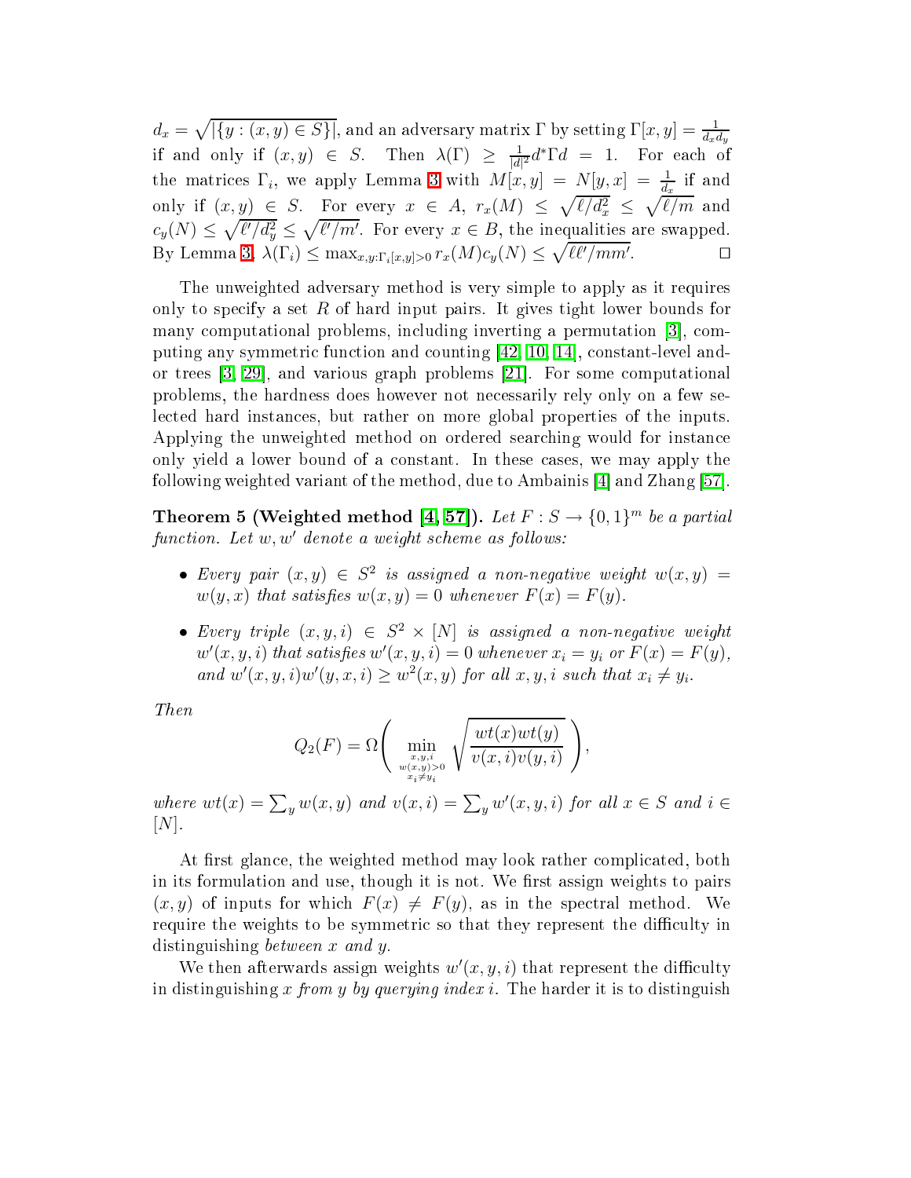$d_x = \sqrt{|\{y : (x, y) \in S\}|}$, and an adversary matrix $\Gamma$ by setting $\Gamma[x, y] = \frac{1}{d_x d_y}$ if and only if $(x, y) \in S$. Then $\lambda(\Gamma) \geq \frac{1}{|d|^2} d^* \Gamma d = 1$. For each of the matrices $\Gamma_i$, we apply Lemma 3 with $M[x, y] = N[y, x] = \frac{1}{d_x}$ if and only if $(x, y) \in S$. For every $x \in A$, $r_x(M) \leq \sqrt{\ell/d_x^2} \leq \sqrt{\ell/m}$ and $c_y(N) \leq \sqrt{\ell'/d_y^2} \leq \sqrt{\ell'/m'}$. For every $x \in B$, the inequalities are swapped. By Lemma 3, $\lambda(\Gamma_i) \leq \max_{x,y:\Gamma_i[x,y]>0} r_x(M) c_y(N) \leq \sqrt{\ell\ell'/mm'}$. □

The unweighted adversary method is very simple to apply as it requires only to specify a set $R$ of hard input pairs. It gives tight lower bounds for many computational problems, including inverting a permutation [3], computing any symmetric function and counting [42, 10, 14], constant-level and-or trees [3, 29], and various graph problems [21]. For some computational problems, the hardness does however not necessarily rely only on a few selected hard instances, but rather on more global properties of the inputs. Applying the unweighted method on ordered searching would for instance only yield a lower bound of a constant. In these cases, we may apply the following weighted variant of the method, due to Ambainis [4] and Zhang [57].

**Theorem 5 (Weighted method [4, 57]).** *Let $F : S \to \{0, 1\}^m$ be a partial function. Let $w, w'$ denote a weight scheme as follows:*

- *Every pair $(x, y) \in S^2$ is assigned a non-negative weight $w(x, y) = w(y, x)$ that satisfies $w(x, y) = 0$ whenever $F(x) = F(y)$.*
- *Every triple $(x, y, i) \in S^2 \times [N]$ is assigned a non-negative weight $w'(x, y, i)$ that satisfies $w'(x, y, i) = 0$ whenever $x_i = y_i$ or $F(x) = F(y)$, and $w'(x, y, i) w'(y, x, i) \geq w^2(x, y)$ for all $x, y, i$ such that $x_i \neq y_i$.*

*Then*

$$Q_2(F) = \Omega\left( \min_{\substack{x,y,i \\ w(x,y)>0 \\ x_i \neq y_i}} \sqrt{\frac{wt(x) wt(y)}{v(x, i) v(y, i)}} \right),$$

*where $wt(x) = \sum_y w(x, y)$ and $v(x, i) = \sum_y w'(x, y, i)$ for all $x \in S$ and $i \in [N]$.*

At first glance, the weighted method may look rather complicated, both in its formulation and use, though it is not. We first assign weights to pairs $(x, y)$ of inputs for which $F(x) \neq F(y)$, as in the spectral method. We require the weights to be symmetric so that they represent the difficulty in distinguishing *between $x$ and $y$*.

We then afterwards assign weights $w'(x, y, i)$ that represent the difficulty in distinguishing $x$ *from $y$ by querying index $i$*. The harder it is to distinguish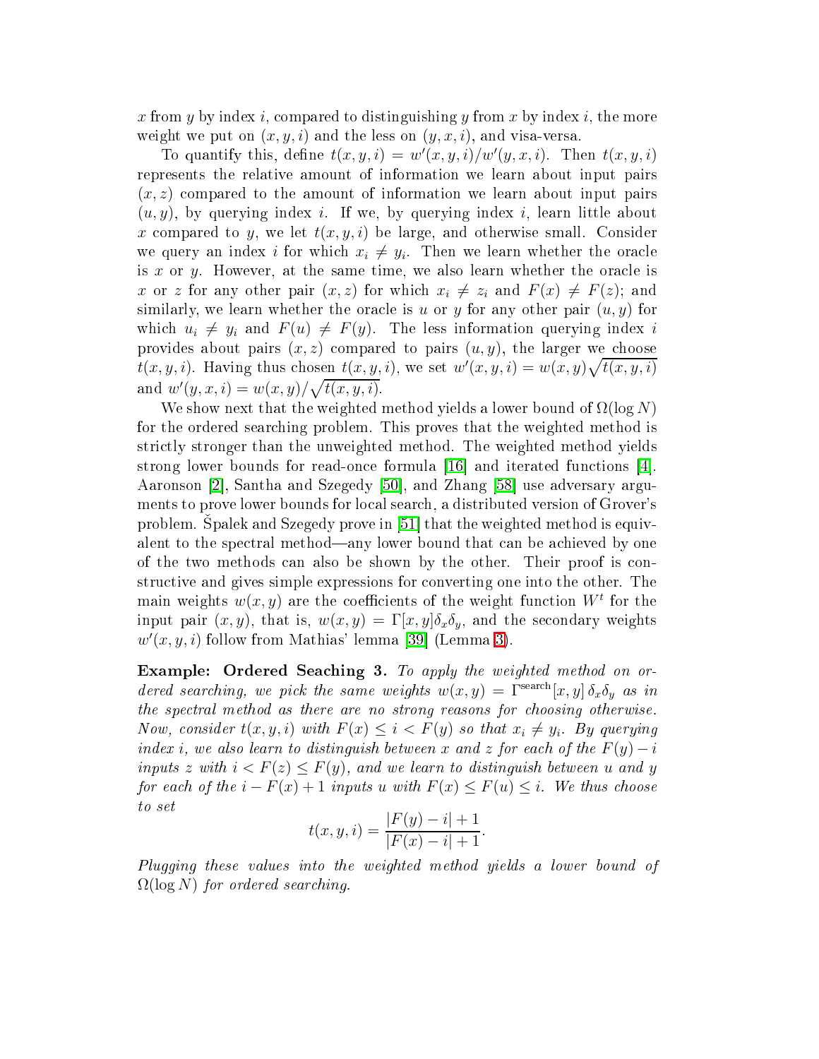$x$ from $y$ by index $i$, compared to distinguishing $y$ from $x$ by index $i$, the more weight we put on $(x, y, i)$ and the less on $(y, x, i)$, and visa-versa.

To quantify this, define $t(x, y, i) = w'(x, y, i)/w'(y, x, i)$. Then $t(x, y, i)$ represents the relative amount of information we learn about input pairs $(x, z)$ compared to the amount of information we learn about input pairs $(u, y)$, by querying index $i$. If we, by querying index $i$, learn little about $x$ compared to $y$, we let $t(x, y, i)$ be large, and otherwise small. Consider we query an index $i$ for which $x_i \neq y_i$. Then we learn whether the oracle is $x$ or $y$. However, at the same time, we also learn whether the oracle is $x$ or $z$ for any other pair $(x, z)$ for which $x_i \neq z_i$ and $F(x) \neq F(z)$; and similarly, we learn whether the oracle is $u$ or $y$ for any other pair $(u, y)$ for which $u_i \neq y_i$ and $F(u) \neq F(y)$. The less information querying index $i$ provides about pairs $(x, z)$ compared to pairs $(u, y)$, the larger we choose $t(x, y, i)$. Having thus chosen $t(x, y, i)$, we set $w'(x, y, i) = w(x, y)\sqrt{t(x, y, i)}$ and $w'(y, x, i) = w(x, y)/\sqrt{t(x, y, i)}$.

We show next that the weighted method yields a lower bound of $\Omega(\log N)$ for the ordered searching problem. This proves that the weighted method is strictly stronger than the unweighted method. The weighted method yields strong lower bounds for read-once formula [16] and iterated functions [4]. Aaronson [2], Santha and Szegedy [50], and Zhang [58] use adversary arguments to prove lower bounds for local search, a distributed version of Grover's problem. Špalek and Szegedy prove in [51] that the weighted method is equivalent to the spectral method—any lower bound that can be achieved by one of the two methods can also be shown by the other. Their proof is constructive and gives simple expressions for converting one into the other. The main weights $w(x, y)$ are the coefficients of the weight function $W^t$ for the input pair $(x, y)$, that is, $w(x, y) = \Gamma[x, y]\delta_x\delta_y$, and the secondary weights $w'(x, y, i)$ follow from Mathias' lemma [39] (Lemma 3).

**Example: Ordered Seaching 3.** *To apply the weighted method on ordered searching, we pick the same weights $w(x, y) = \Gamma^{\text{search}}[x, y]\,\delta_x\delta_y$ as in the spectral method as there are no strong reasons for choosing otherwise. Now, consider $t(x, y, i)$ with $F(x) \leq i < F(y)$ so that $x_i \neq y_i$. By querying index $i$, we also learn to distinguish between $x$ and $z$ for each of the $F(y) - i$ inputs $z$ with $i < F(z) \leq F(y)$, and we learn to distinguish between $u$ and $y$ for each of the $i - F(x) + 1$ inputs $u$ with $F(x) \leq F(u) \leq i$. We thus choose to set*

$$t(x, y, i) = \frac{|F(y) - i| + 1}{|F(x) - i| + 1}.$$

*Plugging these values into the weighted method yields a lower bound of $\Omega(\log N)$ for ordered searching.*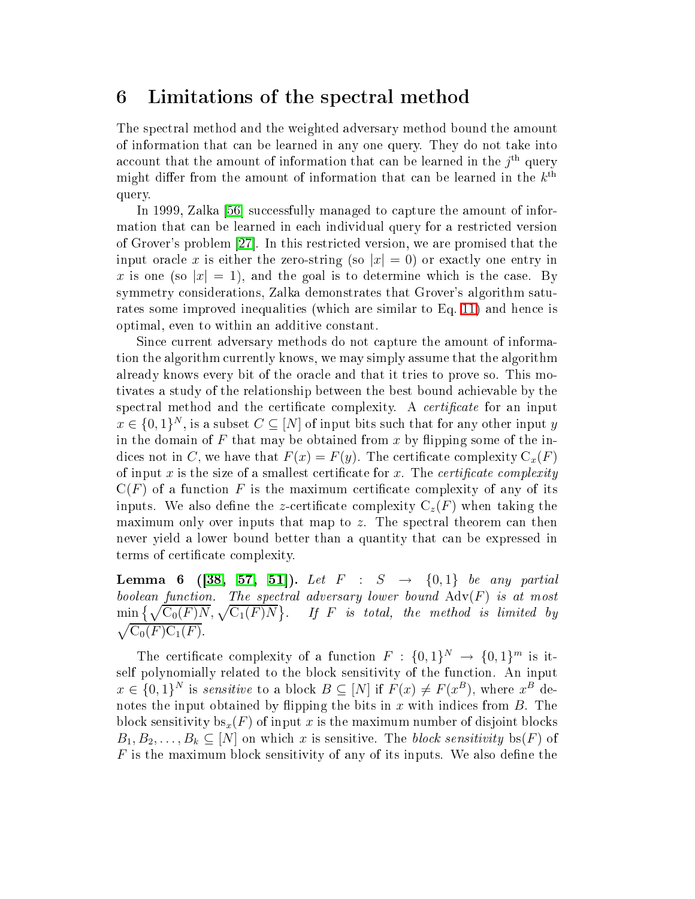## 6 Limitations of the spectral method

The spectral method and the weighted adversary method bound the amount of information that can be learned in any one query. They do not take into account that the amount of information that can be learned in the $j^{\text{th}}$ query might differ from the amount of information that can be learned in the $k^{\text{th}}$ query.

In 1999, Zalka [56] successfully managed to capture the amount of information that can be learned in each individual query for a restricted version of Grover's problem [27]. In this restricted version, we are promised that the input oracle $x$ is either the zero-string (so $|x| = 0$) or exactly one entry in $x$ is one (so $|x| = 1$), and the goal is to determine which is the case. By symmetry considerations, Zalka demonstrates that Grover's algorithm saturates some improved inequalities (which are similar to Eq. 11) and hence is optimal, even to within an additive constant.

Since current adversary methods do not capture the amount of information the algorithm currently knows, we may simply assume that the algorithm already knows every bit of the oracle and that it tries to prove so. This motivates a study of the relationship between the best bound achievable by the spectral method and the certificate complexity. A *certificate* for an input $x \in \{0,1\}^N$, is a subset $C \subseteq [N]$ of input bits such that for any other input $y$ in the domain of $F$ that may be obtained from $x$ by flipping some of the indices not in $C$, we have that $F(x) = F(y)$. The certificate complexity $\mathrm{C}_x(F)$ of input $x$ is the size of a smallest certificate for $x$. The *certificate complexity* $\mathrm{C}(F)$ of a function $F$ is the maximum certificate complexity of any of its inputs. We also define the $z$-certificate complexity $\mathrm{C}_z(F)$ when taking the maximum only over inputs that map to $z$. The spectral theorem can then never yield a lower bound better than a quantity that can be expressed in terms of certificate complexity.

**Lemma 6 ([38, 57, 51]).** *Let $F : S \to \{0,1\}$ be any partial boolean function. The spectral adversary lower bound $\mathrm{Adv}(F)$ is at most $\min\{\sqrt{\mathrm{C}_0(F)N}, \sqrt{\mathrm{C}_1(F)N}\}$. If $F$ is total, the method is limited by $\sqrt{\mathrm{C}_0(F)\mathrm{C}_1(F)}$.*

The certificate complexity of a function $F : \{0,1\}^N \to \{0,1\}^m$ is itself polynomially related to the block sensitivity of the function. An input $x \in \{0,1\}^N$ is *sensitive* to a block $B \subseteq [N]$ if $F(x) \neq F(x^B)$, where $x^B$ denotes the input obtained by flipping the bits in $x$ with indices from $B$. The block sensitivity $\mathrm{bs}_x(F)$ of input $x$ is the maximum number of disjoint blocks $B_1, B_2, \ldots, B_k \subseteq [N]$ on which $x$ is sensitive. The *block sensitivity* $\mathrm{bs}(F)$ of $F$ is the maximum block sensitivity of any of its inputs. We also define the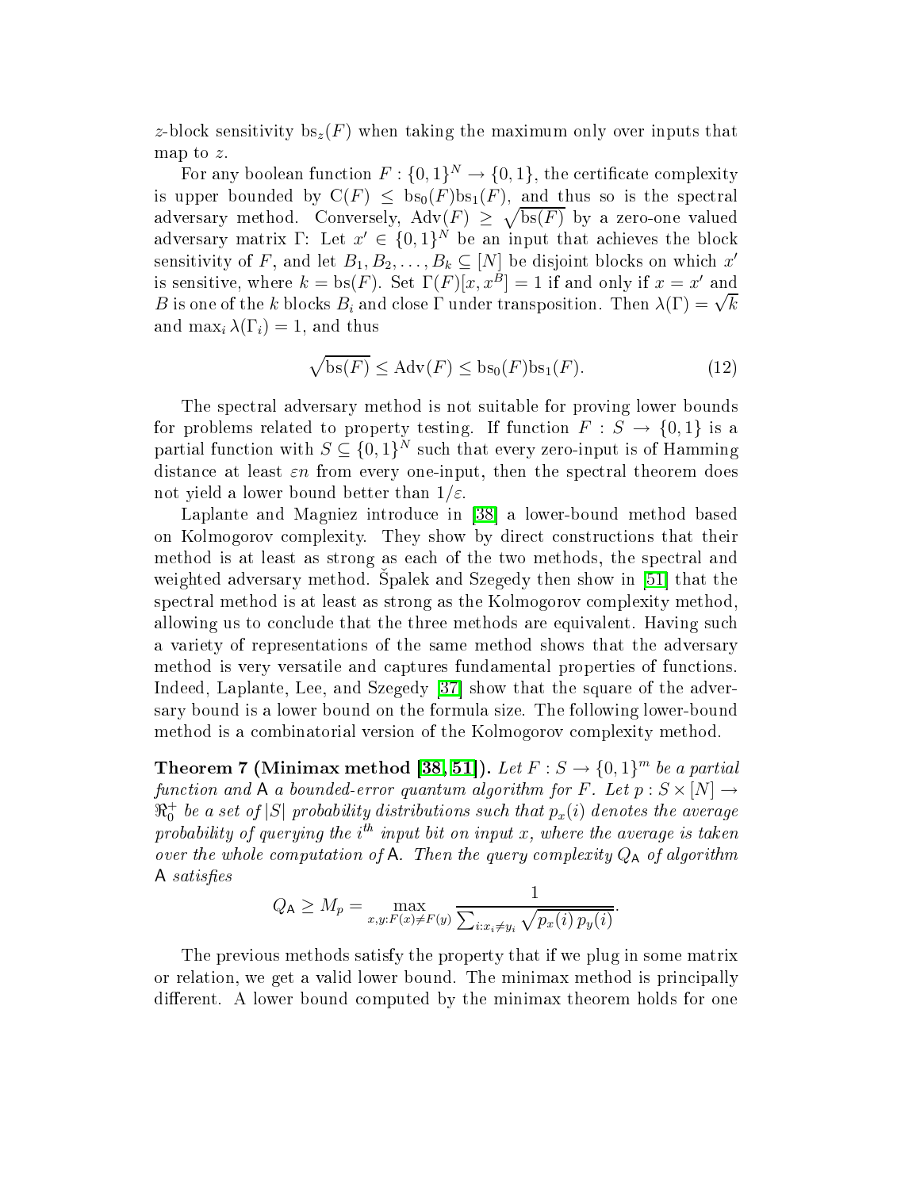$z$-block sensitivity $\mathrm{bs}_z(F)$ when taking the maximum only over inputs that map to $z$.

For any boolean function $F : \{0,1\}^N \to \{0,1\}$, the certificate complexity is upper bounded by $\mathrm{C}(F) \leq \mathrm{bs}_0(F)\mathrm{bs}_1(F)$, and thus so is the spectral adversary method. Conversely, $\mathrm{Adv}(F) \geq \sqrt{\mathrm{bs}(F)}$ by a zero-one valued adversary matrix $\Gamma$: Let $x' \in \{0,1\}^N$ be an input that achieves the block sensitivity of $F$, and let $B_1, B_2, \ldots, B_k \subseteq [N]$ be disjoint blocks on which $x'$ is sensitive, where $k = \mathrm{bs}(F)$. Set $\Gamma(F)[x, x^B] = 1$ if and only if $x = x'$ and $B$ is one of the $k$ blocks $B_i$ and close $\Gamma$ under transposition. Then $\lambda(\Gamma) = \sqrt{k}$ and $\max_i \lambda(\Gamma_i) = 1$, and thus

$$\sqrt{\mathrm{bs}(F)} \leq \mathrm{Adv}(F) \leq \mathrm{bs}_0(F)\mathrm{bs}_1(F). \tag{12}$$

The spectral adversary method is not suitable for proving lower bounds for problems related to property testing. If function $F : S \to \{0,1\}$ is a partial function with $S \subseteq \{0,1\}^N$ such that every zero-input is of Hamming distance at least $\varepsilon n$ from every one-input, then the spectral theorem does not yield a lower bound better than $1/\varepsilon$.

Laplante and Magniez introduce in [38] a lower-bound method based on Kolmogorov complexity. They show by direct constructions that their method is at least as strong as each of the two methods, the spectral and weighted adversary method. Špalek and Szegedy then show in [51] that the spectral method is at least as strong as the Kolmogorov complexity method, allowing us to conclude that the three methods are equivalent. Having such a variety of representations of the same method shows that the adversary method is very versatile and captures fundamental properties of functions. Indeed, Laplante, Lee, and Szegedy [37] show that the square of the adversary bound is a lower bound on the formula size. The following lower-bound method is a combinatorial version of the Kolmogorov complexity method.

**Theorem 7 (Minimax method [38, 51]).** *Let $F : S \to \{0,1\}^m$ be a partial function and $\mathsf{A}$ a bounded-error quantum algorithm for $F$. Let $p : S \times [N] \to \Re_0^+$ be a set of $|S|$ probability distributions such that $p_x(i)$ denotes the average probability of querying the $i^{th}$ input bit on input $x$, where the average is taken over the whole computation of $\mathsf{A}$. Then the query complexity $Q_{\mathsf{A}}$ of algorithm $\mathsf{A}$ satisfies*

$$Q_{\mathsf{A}} \geq M_p = \max_{x,y:F(x)\neq F(y)} \frac{1}{\sum_{i:x_i \neq y_i} \sqrt{p_x(i)\, p_y(i)}}.$$

The previous methods satisfy the property that if we plug in some matrix or relation, we get a valid lower bound. The minimax method is principally different. A lower bound computed by the minimax theorem holds for one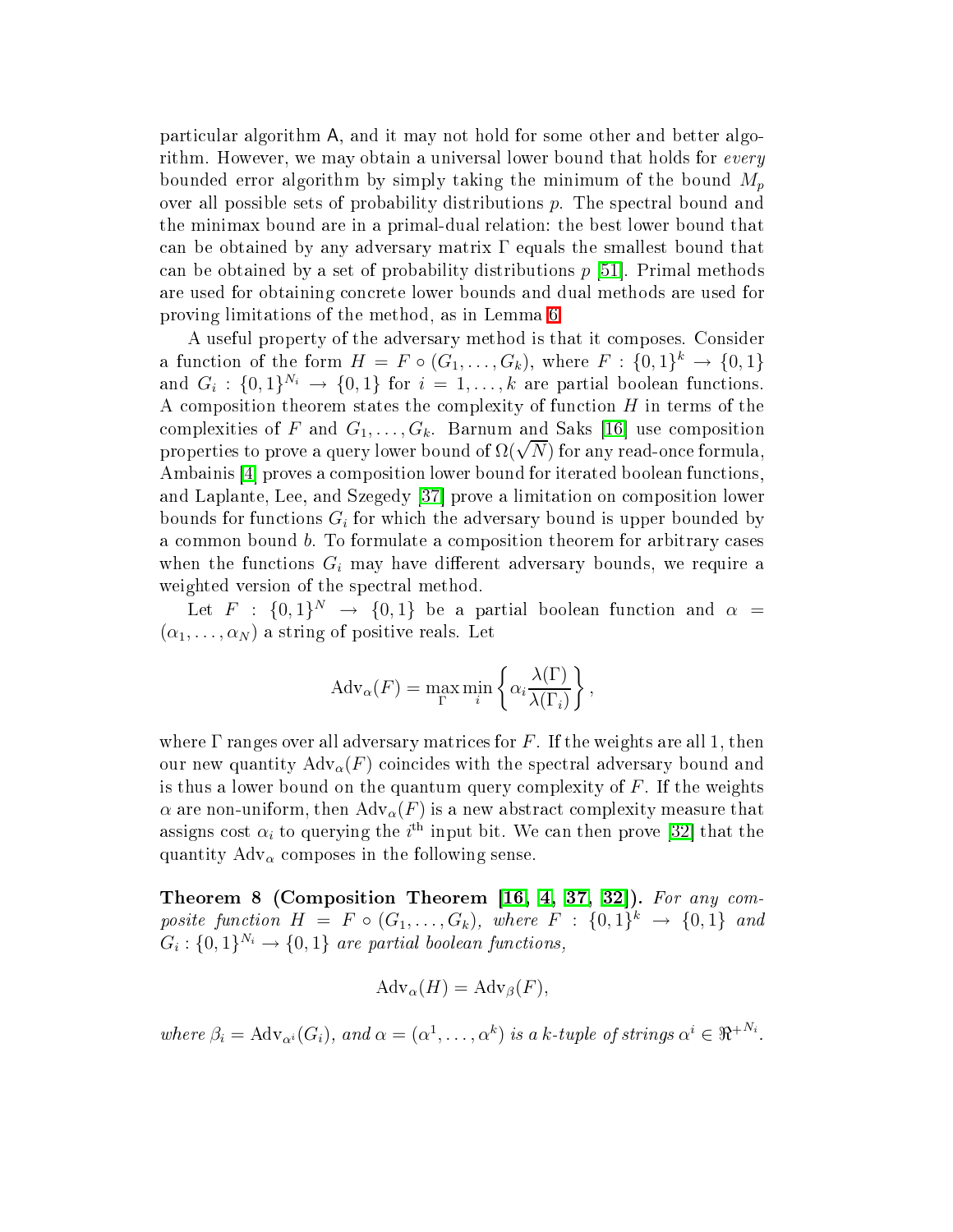particular algorithm A, and it may not hold for some other and better algorithm. However, we may obtain a universal lower bound that holds for *every* bounded error algorithm by simply taking the minimum of the bound $M_p$ over all possible sets of probability distributions $p$. The spectral bound and the minimax bound are in a primal-dual relation: the best lower bound that can be obtained by any adversary matrix $\Gamma$ equals the smallest bound that can be obtained by a set of probability distributions $p$ [51]. Primal methods are used for obtaining concrete lower bounds and dual methods are used for proving limitations of the method, as in Lemma 6.

A useful property of the adversary method is that it composes. Consider a function of the form $H = F \circ (G_1, \ldots, G_k)$, where $F : \{0,1\}^k \to \{0,1\}$ and $G_i : \{0,1\}^{N_i} \to \{0,1\}$ for $i = 1, \ldots, k$ are partial boolean functions. A composition theorem states the complexity of function $H$ in terms of the complexities of $F$ and $G_1, \ldots, G_k$. Barnum and Saks [16] use composition properties to prove a query lower bound of $\Omega(\sqrt{N})$ for any read-once formula, Ambainis [4] proves a composition lower bound for iterated boolean functions, and Laplante, Lee, and Szegedy [37] prove a limitation on composition lower bounds for functions $G_i$ for which the adversary bound is upper bounded by a common bound $b$. To formulate a composition theorem for arbitrary cases when the functions $G_i$ may have different adversary bounds, we require a weighted version of the spectral method.

Let $F : \{0,1\}^N \to \{0,1\}$ be a partial boolean function and $\alpha = (\alpha_1, \ldots, \alpha_N)$ a string of positive reals. Let

$$\mathrm{Adv}_\alpha(F) = \max_\Gamma \min_i \left\{ \alpha_i \frac{\lambda(\Gamma)}{\lambda(\Gamma_i)} \right\},$$

where $\Gamma$ ranges over all adversary matrices for $F$. If the weights are all 1, then our new quantity $\mathrm{Adv}_\alpha(F)$ coincides with the spectral adversary bound and is thus a lower bound on the quantum query complexity of $F$. If the weights $\alpha$ are non-uniform, then $\mathrm{Adv}_\alpha(F)$ is a new abstract complexity measure that assigns cost $\alpha_i$ to querying the $i^{\text{th}}$ input bit. We can then prove [32] that the quantity $\mathrm{Adv}_\alpha$ composes in the following sense.

**Theorem 8 (Composition Theorem [16, 4, 37, 32]).** *For any composite function $H = F \circ (G_1, \ldots, G_k)$, where $F : \{0,1\}^k \to \{0,1\}$ and $G_i : \{0,1\}^{N_i} \to \{0,1\}$ are partial boolean functions,*

$$\mathrm{Adv}_\alpha(H) = \mathrm{Adv}_\beta(F),$$

*where $\beta_i = \mathrm{Adv}_{\alpha^i}(G_i)$, and $\alpha = (\alpha^1, \ldots, \alpha^k)$ is a $k$-tuple of strings $\alpha^i \in \Re^{+N_i}$.*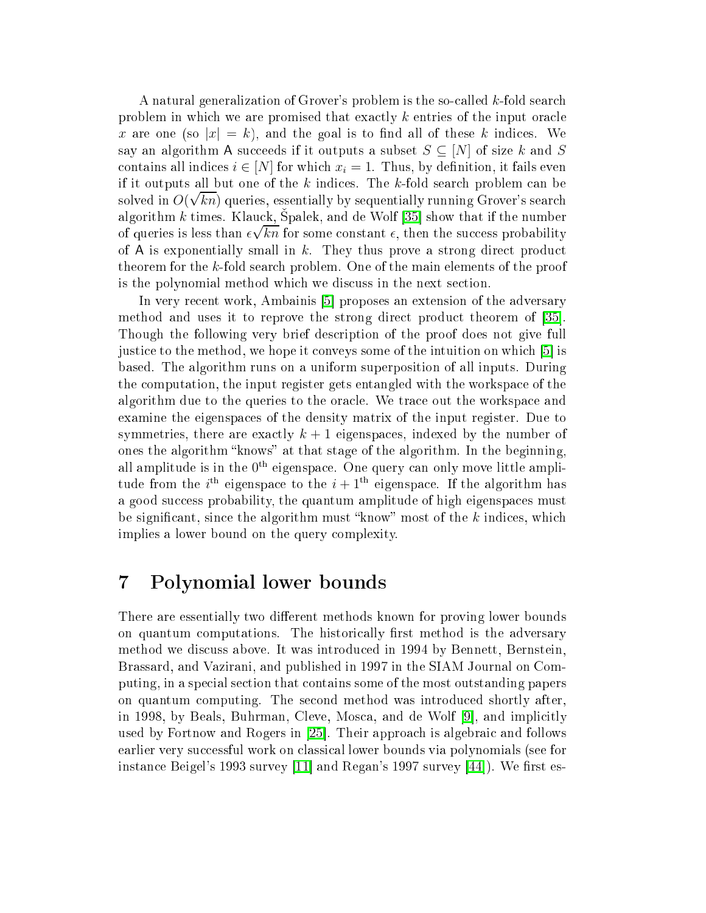A natural generalization of Grover's problem is the so-called $k$-fold search problem in which we are promised that exactly $k$ entries of the input oracle $x$ are one (so $|x| = k$), and the goal is to find all of these $k$ indices. We say an algorithm $\mathsf{A}$ succeeds if it outputs a subset $S \subseteq [N]$ of size $k$ and $S$ contains all indices $i \in [N]$ for which $x_i = 1$. Thus, by definition, it fails even if it outputs all but one of the $k$ indices. The $k$-fold search problem can be solved in $O(\sqrt{kn})$ queries, essentially by sequentially running Grover's search algorithm $k$ times. Klauck, Špalek, and de Wolf [35] show that if the number of queries is less than $\epsilon\sqrt{kn}$ for some constant $\epsilon$, then the success probability of $\mathsf{A}$ is exponentially small in $k$. They thus prove a strong direct product theorem for the $k$-fold search problem. One of the main elements of the proof is the polynomial method which we discuss in the next section.

In very recent work, Ambainis [5] proposes an extension of the adversary method and uses it to reprove the strong direct product theorem of [35]. Though the following very brief description of the proof does not give full justice to the method, we hope it conveys some of the intuition on which [5] is based. The algorithm runs on a uniform superposition of all inputs. During the computation, the input register gets entangled with the workspace of the algorithm due to the queries to the oracle. We trace out the workspace and examine the eigenspaces of the density matrix of the input register. Due to symmetries, there are exactly $k+1$ eigenspaces, indexed by the number of ones the algorithm "knows" at that stage of the algorithm. In the beginning, all amplitude is in the $0^{\text{th}}$ eigenspace. One query can only move little amplitude from the $i^{\text{th}}$ eigenspace to the $i+1^{\text{th}}$ eigenspace. If the algorithm has a good success probability, the quantum amplitude of high eigenspaces must be significant, since the algorithm must "know" most of the $k$ indices, which implies a lower bound on the query complexity.

# 7 Polynomial lower bounds

There are essentially two different methods known for proving lower bounds on quantum computations. The historically first method is the adversary method we discuss above. It was introduced in 1994 by Bennett, Bernstein, Brassard, and Vazirani, and published in 1997 in the SIAM Journal on Computing, in a special section that contains some of the most outstanding papers on quantum computing. The second method was introduced shortly after, in 1998, by Beals, Buhrman, Cleve, Mosca, and de Wolf [9], and implicitly used by Fortnow and Rogers in [25]. Their approach is algebraic and follows earlier very successful work on classical lower bounds via polynomials (see for instance Beigel's 1993 survey [11] and Regan's 1997 survey [44]). We first es-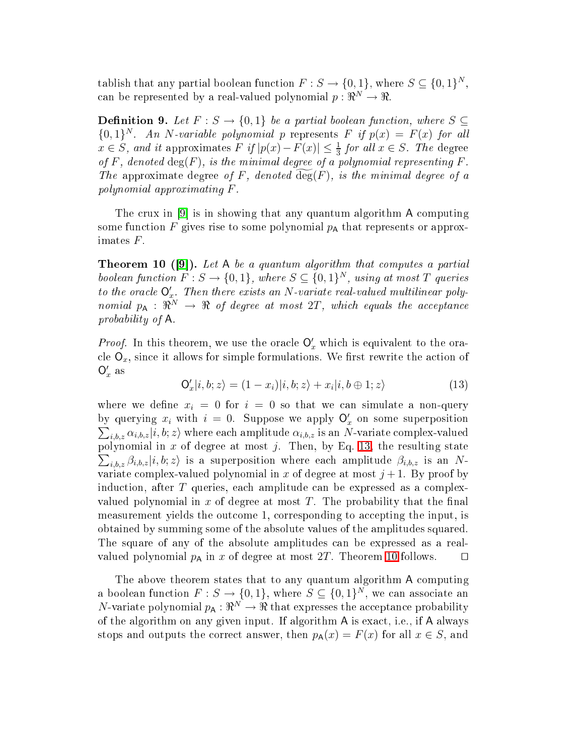tablish that any partial boolean function $F : S \to \{0,1\}$, where $S \subseteq \{0,1\}^N$, can be represented by a real-valued polynomial $p : \Re^N \to \Re$.

**Definition 9.** *Let $F : S \to \{0,1\}$ be a partial boolean function, where $S \subseteq \{0,1\}^N$. An $N$-variable polynomial $p$* represents *$F$ if $p(x) = F(x)$ for all $x \in S$, and it* approximates *$F$ if $|p(x) - F(x)| \leq \frac{1}{3}$ for all $x \in S$. The* degree *of $F$, denoted $\deg(F)$, is the minimal degree of a polynomial representing $F$. The* approximate degree *of $F$, denoted $\widetilde{\deg}(F)$, is the minimal degree of a polynomial approximating $F$.*

The crux in [9] is in showing that any quantum algorithm $\mathsf{A}$ computing some function $F$ gives rise to some polynomial $p_{\mathsf{A}}$ that represents or approximates $F$.

**Theorem 10 ([9]).** *Let $\mathsf{A}$ be a quantum algorithm that computes a partial boolean function $F : S \to \{0,1\}$, where $S \subseteq \{0,1\}^N$, using at most $T$ queries to the oracle $\mathsf{O}'_x$. Then there exists an $N$-variate real-valued multilinear polynomial $p_{\mathsf{A}} : \Re^N \to \Re$ of degree at most $2T$, which equals the acceptance probability of $\mathsf{A}$.*

*Proof.* In this theorem, we use the oracle $\mathsf{O}'_x$ which is equivalent to the oracle $\mathsf{O}_x$, since it allows for simple formulations. We first rewrite the action of $\mathsf{O}'_x$ as

$$\mathsf{O}'_x|i,b;z\rangle = (1-x_i)|i,b;z\rangle + x_i|i,b\oplus 1;z\rangle \tag{13}$$

where we define $x_i = 0$ for $i = 0$ so that we can simulate a non-query by querying $x_i$ with $i = 0$. Suppose we apply $\mathsf{O}'_x$ on some superposition $\sum_{i,b,z} \alpha_{i,b,z}|i,b;z\rangle$ where each amplitude $\alpha_{i,b,z}$ is an $N$-variate complex-valued polynomial in $x$ of degree at most $j$. Then, by Eq. 13, the resulting state $\sum_{i,b,z} \beta_{i,b,z}|i,b;z\rangle$ is a superposition where each amplitude $\beta_{i,b,z}$ is an $N$-variate complex-valued polynomial in $x$ of degree at most $j+1$. By proof by induction, after $T$ queries, each amplitude can be expressed as a complex-valued polynomial in $x$ of degree at most $T$. The probability that the final measurement yields the outcome 1, corresponding to accepting the input, is obtained by summing some of the absolute values of the amplitudes squared. The square of any of the absolute amplitudes can be expressed as a real-valued polynomial $p_{\mathsf{A}}$ in $x$ of degree at most $2T$. Theorem 10 follows. $\square$

The above theorem states that to any quantum algorithm $\mathsf{A}$ computing a boolean function $F : S \to \{0,1\}$, where $S \subseteq \{0,1\}^N$, we can associate an $N$-variate polynomial $p_{\mathsf{A}} : \Re^N \to \Re$ that expresses the acceptance probability of the algorithm on any given input. If algorithm $\mathsf{A}$ is exact, i.e., if $\mathsf{A}$ always stops and outputs the correct answer, then $p_{\mathsf{A}}(x) = F(x)$ for all $x \in S$, and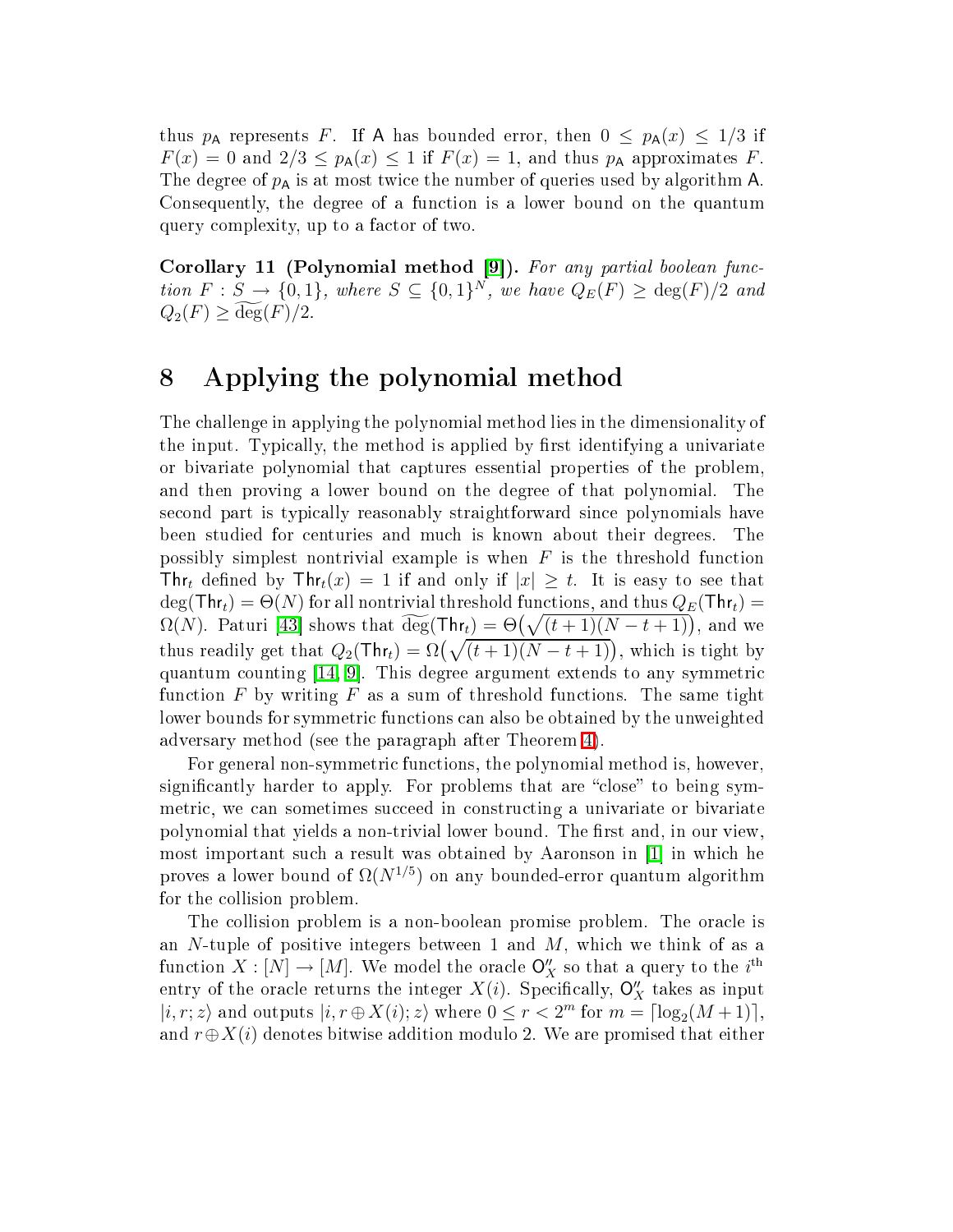thus $p_{\mathsf{A}}$ represents $F$. If $\mathsf{A}$ has bounded error, then $0 \leq p_{\mathsf{A}}(x) \leq 1/3$ if $F(x) = 0$ and $2/3 \leq p_{\mathsf{A}}(x) \leq 1$ if $F(x) = 1$, and thus $p_{\mathsf{A}}$ approximates $F$. The degree of $p_{\mathsf{A}}$ is at most twice the number of queries used by algorithm $\mathsf{A}$. Consequently, the degree of a function is a lower bound on the quantum query complexity, up to a factor of two.

**Corollary 11 (Polynomial method [9]).** *For any partial boolean function $F : S \to \{0,1\}$, where $S \subseteq \{0,1\}^N$, we have $Q_E(F) \geq \deg(F)/2$ and $Q_2(F) \geq \widetilde{\deg}(F)/2$.*

# 8 Applying the polynomial method

The challenge in applying the polynomial method lies in the dimensionality of the input. Typically, the method is applied by first identifying a univariate or bivariate polynomial that captures essential properties of the problem, and then proving a lower bound on the degree of that polynomial. The second part is typically reasonably straightforward since polynomials have been studied for centuries and much is known about their degrees. The possibly simplest nontrivial example is when $F$ is the threshold function $\mathsf{Thr}_t$ defined by $\mathsf{Thr}_t(x) = 1$ if and only if $|x| \geq t$. It is easy to see that $\deg(\mathsf{Thr}_t) = \Theta(N)$ for all nontrivial threshold functions, and thus $Q_E(\mathsf{Thr}_t) = \Omega(N)$. Paturi [43] shows that $\widetilde{\deg}(\mathsf{Thr}_t) = \Theta\big(\sqrt{(t+1)(N-t+1)}\big)$, and we thus readily get that $Q_2(\mathsf{Thr}_t) = \Omega\big(\sqrt{(t+1)(N-t+1)}\big)$, which is tight by quantum counting [14, 9]. This degree argument extends to any symmetric function $F$ by writing $F$ as a sum of threshold functions. The same tight lower bounds for symmetric functions can also be obtained by the unweighted adversary method (see the paragraph after Theorem 4).

For general non-symmetric functions, the polynomial method is, however, significantly harder to apply. For problems that are "close" to being symmetric, we can sometimes succeed in constructing a univariate or bivariate polynomial that yields a non-trivial lower bound. The first and, in our view, most important such a result was obtained by Aaronson in [1] in which he proves a lower bound of $\Omega(N^{1/5})$ on any bounded-error quantum algorithm for the collision problem.

The collision problem is a non-boolean promise problem. The oracle is an $N$-tuple of positive integers between 1 and $M$, which we think of as a function $X : [N] \to [M]$. We model the oracle $\mathsf{O}''_X$ so that a query to the $i^{\text{th}}$ entry of the oracle returns the integer $X(i)$. Specifically, $\mathsf{O}''_X$ takes as input $|i, r; z\rangle$ and outputs $|i, r \oplus X(i); z\rangle$ where $0 \leq r < 2^m$ for $m = \lceil \log_2(M+1) \rceil$, and $r \oplus X(i)$ denotes bitwise addition modulo 2. We are promised that either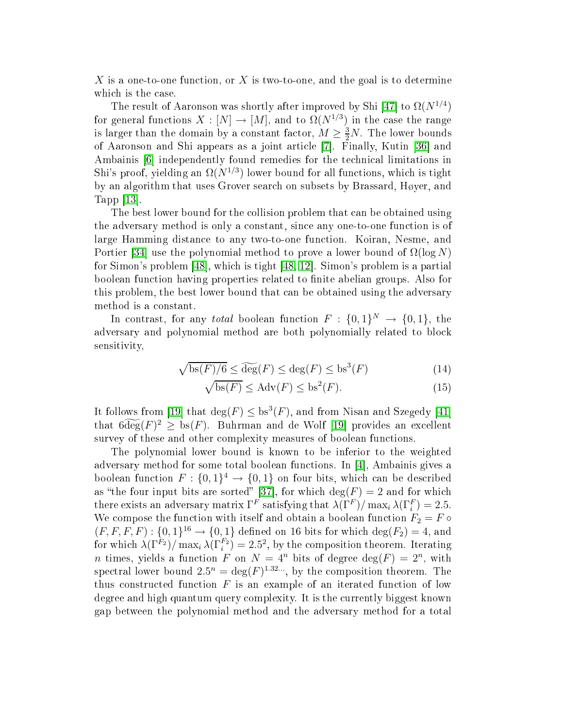$X$ is a one-to-one function, or $X$ is two-to-one, and the goal is to determine which is the case.

The result of Aaronson was shortly after improved by Shi [47] to $\Omega(N^{1/4})$ for general functions $X : [N] \to [M]$, and to $\Omega(N^{1/3})$ in the case the range is larger than the domain by a constant factor, $M \geq \frac{3}{2}N$. The lower bounds of Aaronson and Shi appears as a joint article [7]. Finally, Kutin [36] and Ambainis [6] independently found remedies for the technical limitations in Shi's proof, yielding an $\Omega(N^{1/3})$ lower bound for all functions, which is tight by an algorithm that uses Grover search on subsets by Brassard, Høyer, and Tapp [13].

The best lower bound for the collision problem that can be obtained using the adversary method is only a constant, since any one-to-one function is of large Hamming distance to any two-to-one function. Koiran, Nesme, and Portier [34] use the polynomial method to prove a lower bound of $\Omega(\log N)$ for Simon's problem [48], which is tight [48, 12]. Simon's problem is a partial boolean function having properties related to finite abelian groups. Also for this problem, the best lower bound that can be obtained using the adversary method is a constant.

In contrast, for any *total* boolean function $F : \{0,1\}^N \to \{0,1\}$, the adversary and polynomial method are both polynomially related to block sensitivity,

$$\sqrt{\mathrm{bs}(F)/6} \leq \widetilde{\deg}(F) \leq \deg(F) \leq \mathrm{bs}^3(F) \tag{14}$$

$$\sqrt{\mathrm{bs}(F)} \leq \mathrm{Adv}(F) \leq \mathrm{bs}^2(F). \tag{15}$$

It follows from [19] that $\deg(F) \leq \mathrm{bs}^3(F)$, and from Nisan and Szegedy [41] that $6\widetilde{\deg}(F)^2 \geq \mathrm{bs}(F)$. Buhrman and de Wolf [19] provides an excellent survey of these and other complexity measures of boolean functions.

The polynomial lower bound is known to be inferior to the weighted adversary method for some total boolean functions. In [4], Ambainis gives a boolean function $F : \{0,1\}^4 \to \{0,1\}$ on four bits, which can be described as "the four input bits are sorted" [37], for which $\deg(F) = 2$ and for which there exists an adversary matrix $\Gamma^F$ satisfying that $\lambda(\Gamma^F)/\max_i \lambda(\Gamma_i^F) = 2.5$. We compose the function with itself and obtain a boolean function $F_2 = F \circ (F, F, F, F) : \{0,1\}^{16} \to \{0,1\}$ defined on 16 bits for which $\deg(F_2) = 4$, and for which $\lambda(\Gamma^{F_2})/\max_i \lambda(\Gamma_i^{F_2}) = 2.5^2$, by the composition theorem. Iterating $n$ times, yields a function $F$ on $N = 4^n$ bits of degree $\deg(F) = 2^n$, with spectral lower bound $2.5^n = \deg(F)^{1.32\ldots}$, by the composition theorem. The thus constructed function $F$ is an example of an iterated function of low degree and high quantum query complexity. It is the currently biggest known gap between the polynomial method and the adversary method for a total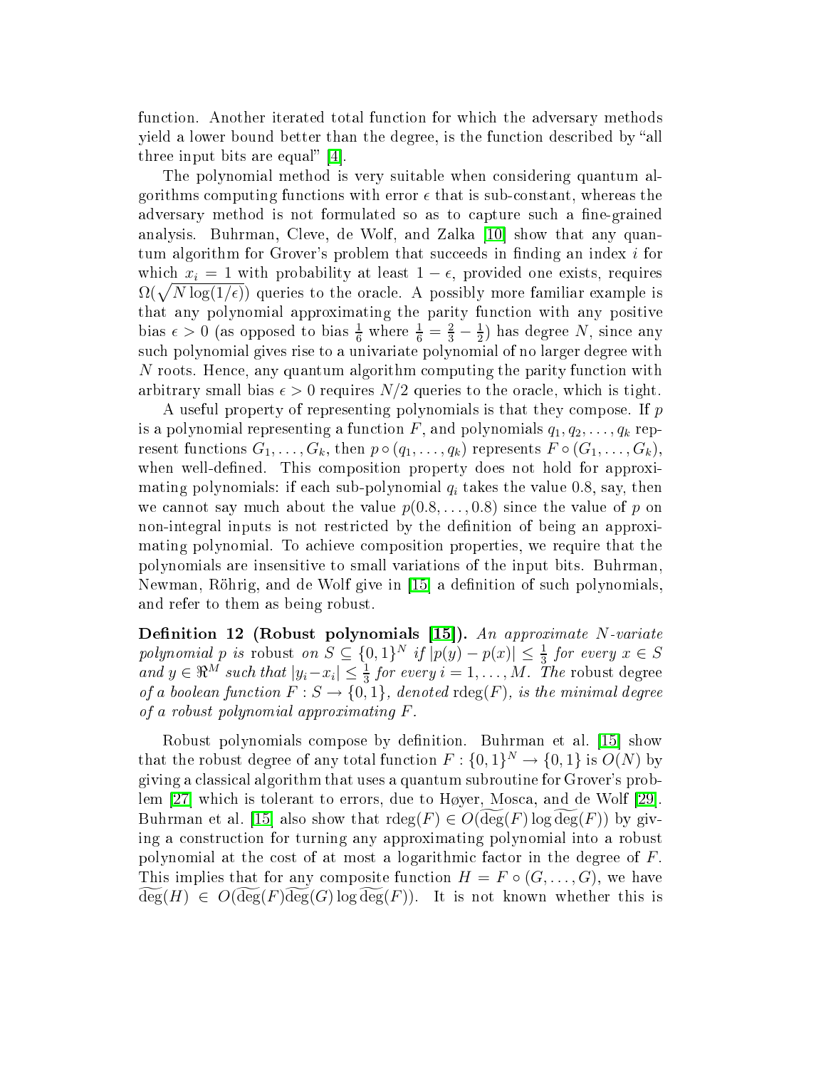function. Another iterated total function for which the adversary methods yield a lower bound better than the degree, is the function described by "all three input bits are equal" [4].

The polynomial method is very suitable when considering quantum algorithms computing functions with error $\epsilon$ that is sub-constant, whereas the adversary method is not formulated so as to capture such a fine-grained analysis. Buhrman, Cleve, de Wolf, and Zalka [10] show that any quantum algorithm for Grover's problem that succeeds in finding an index $i$ for which $x_i = 1$ with probability at least $1 - \epsilon$, provided one exists, requires $\Omega(\sqrt{N \log(1/\epsilon)})$ queries to the oracle. A possibly more familiar example is that any polynomial approximating the parity function with any positive bias $\epsilon > 0$ (as opposed to bias $\frac{1}{6}$ where $\frac{1}{6} = \frac{2}{3} - \frac{1}{2}$) has degree $N$, since any such polynomial gives rise to a univariate polynomial of no larger degree with $N$ roots. Hence, any quantum algorithm computing the parity function with arbitrary small bias $\epsilon > 0$ requires $N/2$ queries to the oracle, which is tight.

A useful property of representing polynomials is that they compose. If $p$ is a polynomial representing a function $F$, and polynomials $q_1, q_2, \ldots, q_k$ represent functions $G_1, \ldots, G_k$, then $p \circ (q_1, \ldots, q_k)$ represents $F \circ (G_1, \ldots, G_k)$, when well-defined. This composition property does not hold for approximating polynomials: if each sub-polynomial $q_i$ takes the value 0.8, say, then we cannot say much about the value $p(0.8, \ldots, 0.8)$ since the value of $p$ on non-integral inputs is not restricted by the definition of being an approximating polynomial. To achieve composition properties, we require that the polynomials are insensitive to small variations of the input bits. Buhrman, Newman, Röhrig, and de Wolf give in [15] a definition of such polynomials, and refer to them as being robust.

**Definition 12 (Robust polynomials [15]).** *An approximate $N$-variate polynomial $p$ is* robust *on $S \subseteq \{0,1\}^N$ if $|p(y) - p(x)| \leq \frac{1}{3}$ for every $x \in S$ and $y \in \Re^M$ such that $|y_i - x_i| \leq \frac{1}{3}$ for every $i = 1, \ldots, M$. The* robust degree *of a boolean function $F : S \to \{0,1\}$, denoted* $\mathrm{rdeg}(F)$*, is the minimal degree of a robust polynomial approximating $F$.*

Robust polynomials compose by definition. Buhrman et al. [15] show that the robust degree of any total function $F : \{0,1\}^N \to \{0,1\}$ is $O(N)$ by giving a classical algorithm that uses a quantum subroutine for Grover's problem [27] which is tolerant to errors, due to Høyer, Mosca, and de Wolf [29]. Buhrman et al. [15] also show that $\mathrm{rdeg}(F) \in O(\widetilde{\deg}(F) \log \widetilde{\deg}(F))$ by giving a construction for turning any approximating polynomial into a robust polynomial at the cost of at most a logarithmic factor in the degree of $F$. This implies that for any composite function $H = F \circ (G, \ldots, G)$, we have $\widetilde{\deg}(H) \in O(\widetilde{\deg}(F)\widetilde{\deg}(G) \log \widetilde{\deg}(F))$. It is not known whether this is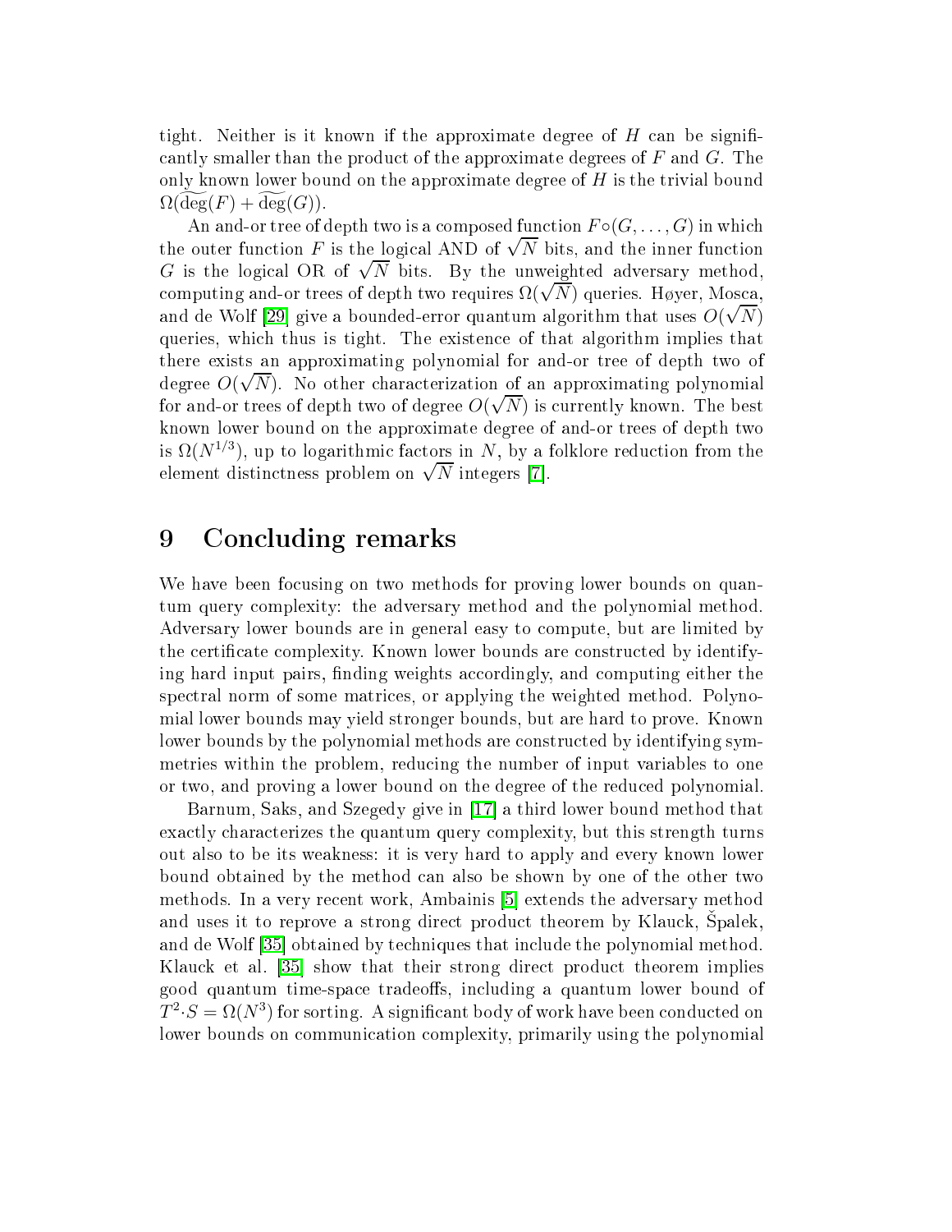tight. Neither is it known if the approximate degree of $H$ can be significantly smaller than the product of the approximate degrees of $F$ and $G$. The only known lower bound on the approximate degree of $H$ is the trivial bound $\Omega(\widetilde{\deg}(F) + \widetilde{\deg}(G))$.

An and-or tree of depth two is a composed function $F \circ (G, \ldots, G)$ in which the outer function $F$ is the logical AND of $\sqrt{N}$ bits, and the inner function $G$ is the logical OR of $\sqrt{N}$ bits. By the unweighted adversary method, computing and-or trees of depth two requires $\Omega(\sqrt{N})$ queries. Høyer, Mosca, and de Wolf [29] give a bounded-error quantum algorithm that uses $O(\sqrt{N})$ queries, which thus is tight. The existence of that algorithm implies that there exists an approximating polynomial for and-or tree of depth two of degree $O(\sqrt{N})$. No other characterization of an approximating polynomial for and-or trees of depth two of degree $O(\sqrt{N})$ is currently known. The best known lower bound on the approximate degree of and-or trees of depth two is $\Omega(N^{1/3})$, up to logarithmic factors in $N$, by a folklore reduction from the element distinctness problem on $\sqrt{N}$ integers [7].

# 9 Concluding remarks

We have been focusing on two methods for proving lower bounds on quantum query complexity: the adversary method and the polynomial method. Adversary lower bounds are in general easy to compute, but are limited by the certificate complexity. Known lower bounds are constructed by identifying hard input pairs, finding weights accordingly, and computing either the spectral norm of some matrices, or applying the weighted method. Polynomial lower bounds may yield stronger bounds, but are hard to prove. Known lower bounds by the polynomial methods are constructed by identifying symmetries within the problem, reducing the number of input variables to one or two, and proving a lower bound on the degree of the reduced polynomial.

Barnum, Saks, and Szegedy give in [17] a third lower bound method that exactly characterizes the quantum query complexity, but this strength turns out also to be its weakness: it is very hard to apply and every known lower bound obtained by the method can also be shown by one of the other two methods. In a very recent work, Ambainis [5] extends the adversary method and uses it to reprove a strong direct product theorem by Klauck, Špalek, and de Wolf [35] obtained by techniques that include the polynomial method. Klauck et al. [35] show that their strong direct product theorem implies good quantum time-space tradeoffs, including a quantum lower bound of $T^2 \cdot S = \Omega(N^3)$ for sorting. A significant body of work have been conducted on lower bounds on communication complexity, primarily using the polynomial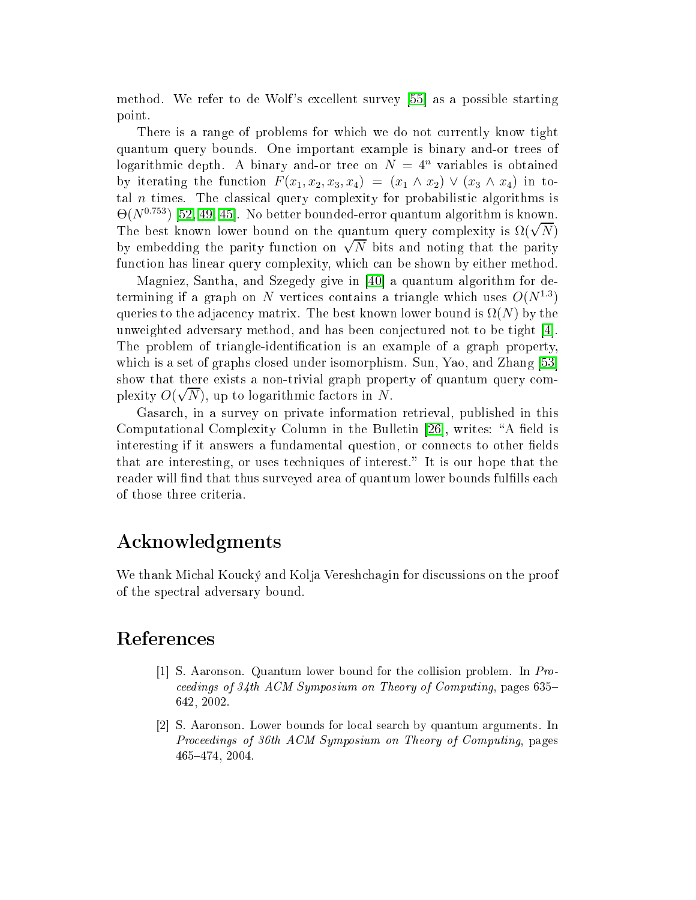method. We refer to de Wolf's excellent survey [55] as a possible starting point.

There is a range of problems for which we do not currently know tight quantum query bounds. One important example is binary and-or trees of logarithmic depth. A binary and-or tree on $N = 4^n$ variables is obtained by iterating the function $F(x_1, x_2, x_3, x_4) = (x_1 \wedge x_2) \vee (x_3 \wedge x_4)$ in total $n$ times. The classical query complexity for probabilistic algorithms is $\Theta(N^{0.753})$ [52, 49, 45]. No better bounded-error quantum algorithm is known. The best known lower bound on the quantum query complexity is $\Omega(\sqrt{N})$ by embedding the parity function on $\sqrt{N}$ bits and noting that the parity function has linear query complexity, which can be shown by either method.

Magniez, Santha, and Szegedy give in [40] a quantum algorithm for determining if a graph on $N$ vertices contains a triangle which uses $O(N^{1.3})$ queries to the adjacency matrix. The best known lower bound is $\Omega(N)$ by the unweighted adversary method, and has been conjectured not to be tight [4]. The problem of triangle-identification is an example of a graph property, which is a set of graphs closed under isomorphism. Sun, Yao, and Zhang [53] show that there exists a non-trivial graph property of quantum query complexity $O(\sqrt{N})$, up to logarithmic factors in $N$.

Gasarch, in a survey on private information retrieval, published in this Computational Complexity Column in the Bulletin [26], writes: "A field is interesting if it answers a fundamental question, or connects to other fields that are interesting, or uses techniques of interest." It is our hope that the reader will find that thus surveyed area of quantum lower bounds fulfills each of those three criteria.

## Acknowledgments

We thank Michal Koucký and Kolja Vereshchagin for discussions on the proof of the spectral adversary bound.

## References

[1] S. Aaronson. Quantum lower bound for the collision problem. In *Proceedings of 34th ACM Symposium on Theory of Computing*, pages 635–642, 2002.

[2] S. Aaronson. Lower bounds for local search by quantum arguments. In *Proceedings of 36th ACM Symposium on Theory of Computing*, pages 465–474, 2004.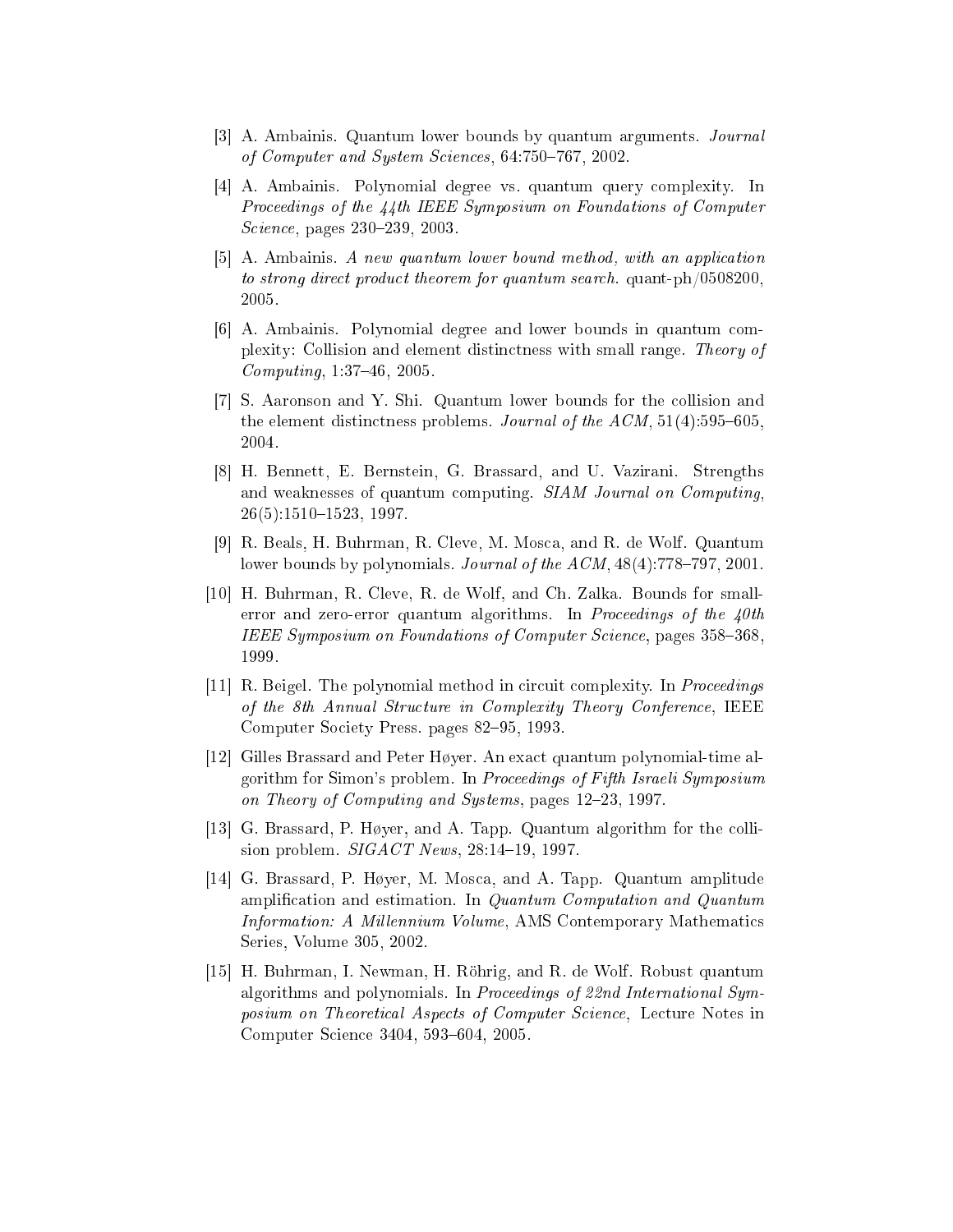[3] A. Ambainis. Quantum lower bounds by quantum arguments. *Journal of Computer and System Sciences*, 64:750–767, 2002.

[4] A. Ambainis. Polynomial degree vs. quantum query complexity. In *Proceedings of the 44th IEEE Symposium on Foundations of Computer Science*, pages 230–239, 2003.

[5] A. Ambainis. *A new quantum lower bound method, with an application to strong direct product theorem for quantum search*. quant-ph/0508200, 2005.

[6] A. Ambainis. Polynomial degree and lower bounds in quantum complexity: Collision and element distinctness with small range. *Theory of Computing*, 1:37–46, 2005.

[7] S. Aaronson and Y. Shi. Quantum lower bounds for the collision and the element distinctness problems. *Journal of the ACM*, 51(4):595–605, 2004.

[8] H. Bennett, E. Bernstein, G. Brassard, and U. Vazirani. Strengths and weaknesses of quantum computing. *SIAM Journal on Computing*, 26(5):1510–1523, 1997.

[9] R. Beals, H. Buhrman, R. Cleve, M. Mosca, and R. de Wolf. Quantum lower bounds by polynomials. *Journal of the ACM*, 48(4):778–797, 2001.

[10] H. Buhrman, R. Cleve, R. de Wolf, and Ch. Zalka. Bounds for small-error and zero-error quantum algorithms. In *Proceedings of the 40th IEEE Symposium on Foundations of Computer Science*, pages 358–368, 1999.

[11] R. Beigel. The polynomial method in circuit complexity. In *Proceedings of the 8th Annual Structure in Complexity Theory Conference*, IEEE Computer Society Press. pages 82–95, 1993.

[12] Gilles Brassard and Peter Høyer. An exact quantum polynomial-time algorithm for Simon's problem. In *Proceedings of Fifth Israeli Symposium on Theory of Computing and Systems*, pages 12–23, 1997.

[13] G. Brassard, P. Høyer, and A. Tapp. Quantum algorithm for the collision problem. *SIGACT News*, 28:14–19, 1997.

[14] G. Brassard, P. Høyer, M. Mosca, and A. Tapp. Quantum amplitude amplification and estimation. In *Quantum Computation and Quantum Information: A Millennium Volume*, AMS Contemporary Mathematics Series, Volume 305, 2002.

[15] H. Buhrman, I. Newman, H. Röhrig, and R. de Wolf. Robust quantum algorithms and polynomials. In *Proceedings of 22nd International Symposium on Theoretical Aspects of Computer Science*, Lecture Notes in Computer Science 3404, 593–604, 2005.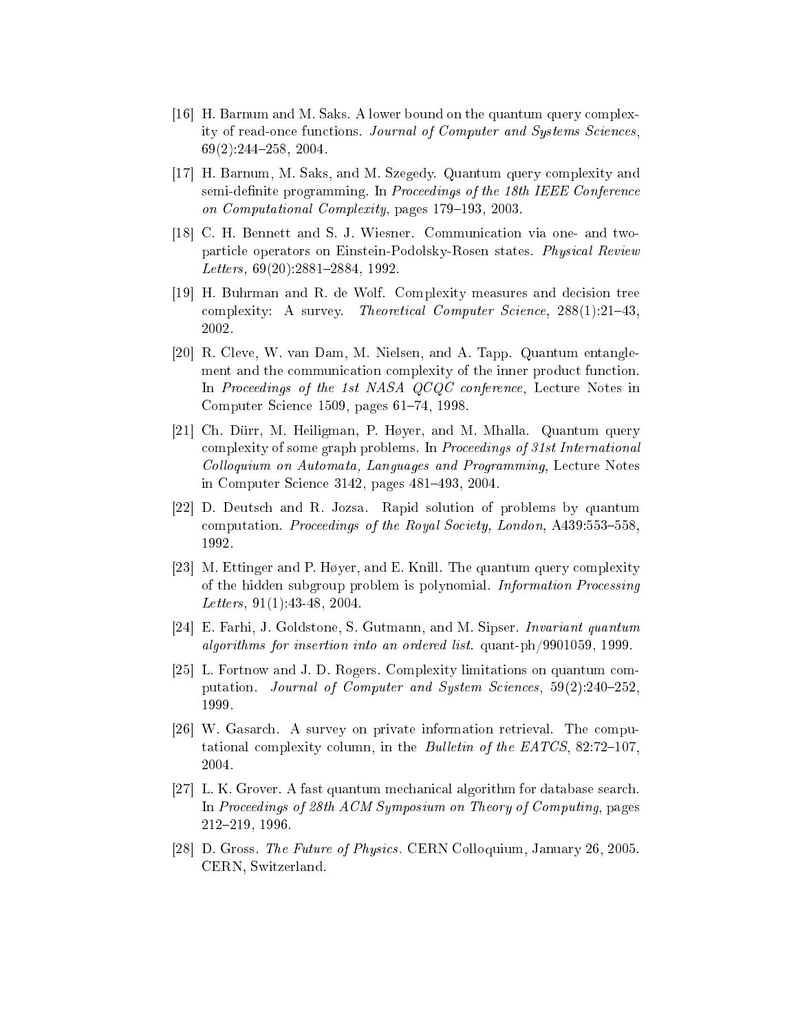[16] H. Barnum and M. Saks. A lower bound on the quantum query complexity of read-once functions. *Journal of Computer and Systems Sciences*, 69(2):244–258, 2004.

[17] H. Barnum, M. Saks, and M. Szegedy. Quantum query complexity and semi-definite programming. In *Proceedings of the 18th IEEE Conference on Computational Complexity*, pages 179–193, 2003.

[18] C. H. Bennett and S. J. Wiesner. Communication via one- and two-particle operators on Einstein-Podolsky-Rosen states. *Physical Review Letters*, 69(20):2881–2884, 1992.

[19] H. Buhrman and R. de Wolf. Complexity measures and decision tree complexity: A survey. *Theoretical Computer Science*, 288(1):21–43, 2002.

[20] R. Cleve, W. van Dam, M. Nielsen, and A. Tapp. Quantum entanglement and the communication complexity of the inner product function. In *Proceedings of the 1st NASA QCQC conference*, Lecture Notes in Computer Science 1509, pages 61–74, 1998.

[21] Ch. Dürr, M. Heiligman, P. Høyer, and M. Mhalla. Quantum query complexity of some graph problems. In *Proceedings of 31st International Colloquium on Automata, Languages and Programming*, Lecture Notes in Computer Science 3142, pages 481–493, 2004.

[22] D. Deutsch and R. Jozsa. Rapid solution of problems by quantum computation. *Proceedings of the Royal Society, London*, A439:553–558, 1992.

[23] M. Ettinger and P. Høyer, and E. Knill. The quantum query complexity of the hidden subgroup problem is polynomial. *Information Processing Letters*, 91(1):43-48, 2004.

[24] E. Farhi, J. Goldstone, S. Gutmann, and M. Sipser. *Invariant quantum algorithms for insertion into an ordered list*. quant-ph/9901059, 1999.

[25] L. Fortnow and J. D. Rogers. Complexity limitations on quantum computation. *Journal of Computer and System Sciences*, 59(2):240–252, 1999.

[26] W. Gasarch. A survey on private information retrieval. The computational complexity column, in the *Bulletin of the EATCS*, 82:72–107, 2004.

[27] L. K. Grover. A fast quantum mechanical algorithm for database search. In *Proceedings of 28th ACM Symposium on Theory of Computing*, pages 212–219, 1996.

[28] D. Gross. *The Future of Physics.* CERN Colloquium, January 26, 2005. CERN, Switzerland.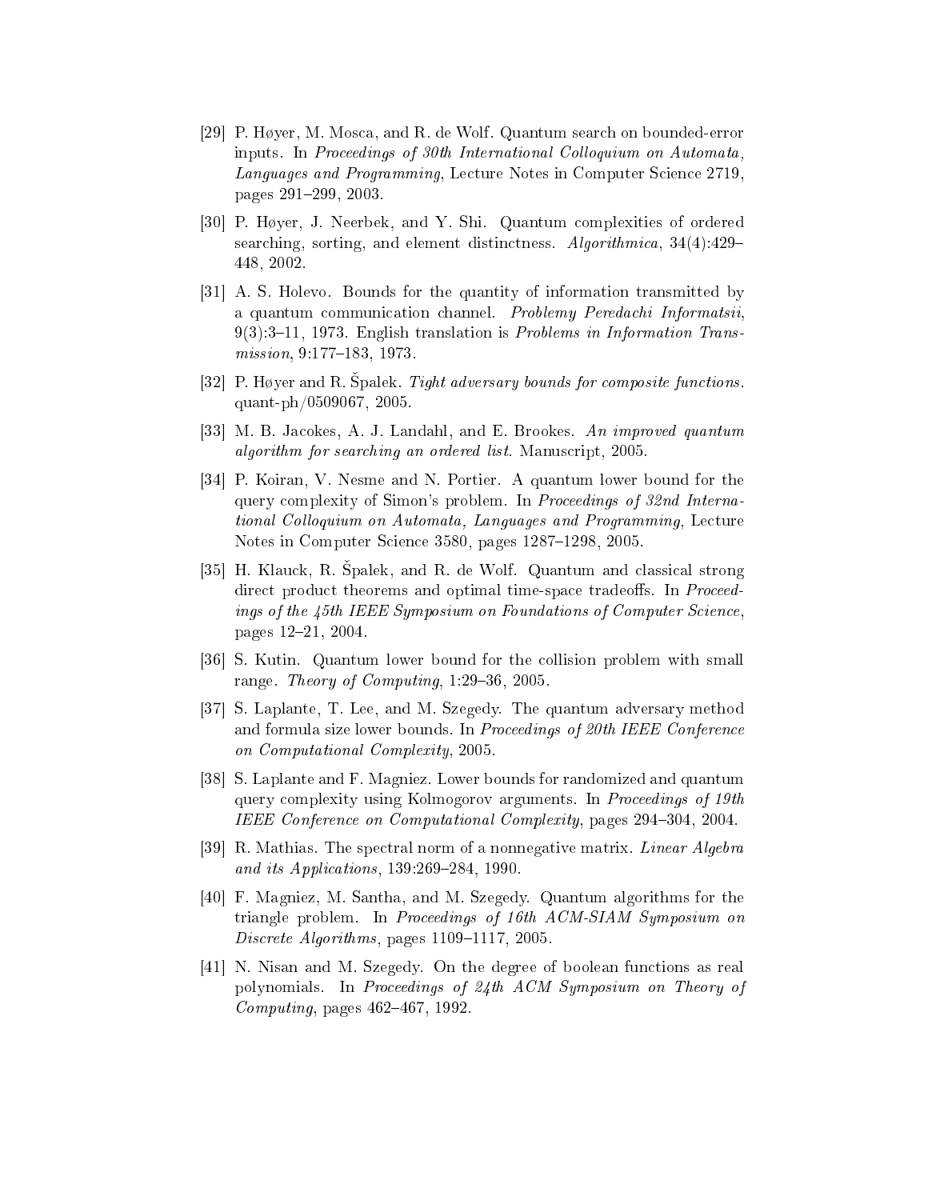[29] P. Høyer, M. Mosca, and R. de Wolf. Quantum search on bounded-error inputs. In *Proceedings of 30th International Colloquium on Automata, Languages and Programming*, Lecture Notes in Computer Science 2719, pages 291–299, 2003.

[30] P. Høyer, J. Neerbek, and Y. Shi. Quantum complexities of ordered searching, sorting, and element distinctness. *Algorithmica*, 34(4):429–448, 2002.

[31] A. S. Holevo. Bounds for the quantity of information transmitted by a quantum communication channel. *Problemy Peredachi Informatsii*, 9(3):3–11, 1973. English translation is *Problems in Information Transmission*, 9:177–183, 1973.

[32] P. Høyer and R. Špalek. *Tight adversary bounds for composite functions*. quant-ph/0509067, 2005.

[33] M. B. Jacokes, A. J. Landahl, and E. Brookes. *An improved quantum algorithm for searching an ordered list*. Manuscript, 2005.

[34] P. Koiran, V. Nesme and N. Portier. A quantum lower bound for the query complexity of Simon's problem. In *Proceedings of 32nd International Colloquium on Automata, Languages and Programming*, Lecture Notes in Computer Science 3580, pages 1287–1298, 2005.

[35] H. Klauck, R. Špalek, and R. de Wolf. Quantum and classical strong direct product theorems and optimal time-space tradeoffs. In *Proceedings of the 45th IEEE Symposium on Foundations of Computer Science*, pages 12–21, 2004.

[36] S. Kutin. Quantum lower bound for the collision problem with small range. *Theory of Computing*, 1:29–36, 2005.

[37] S. Laplante, T. Lee, and M. Szegedy. The quantum adversary method and formula size lower bounds. In *Proceedings of 20th IEEE Conference on Computational Complexity*, 2005.

[38] S. Laplante and F. Magniez. Lower bounds for randomized and quantum query complexity using Kolmogorov arguments. In *Proceedings of 19th IEEE Conference on Computational Complexity*, pages 294–304, 2004.

[39] R. Mathias. The spectral norm of a nonnegative matrix. *Linear Algebra and its Applications*, 139:269–284, 1990.

[40] F. Magniez, M. Santha, and M. Szegedy. Quantum algorithms for the triangle problem. In *Proceedings of 16th ACM-SIAM Symposium on Discrete Algorithms*, pages 1109–1117, 2005.

[41] N. Nisan and M. Szegedy. On the degree of boolean functions as real polynomials. In *Proceedings of 24th ACM Symposium on Theory of Computing*, pages 462–467, 1992.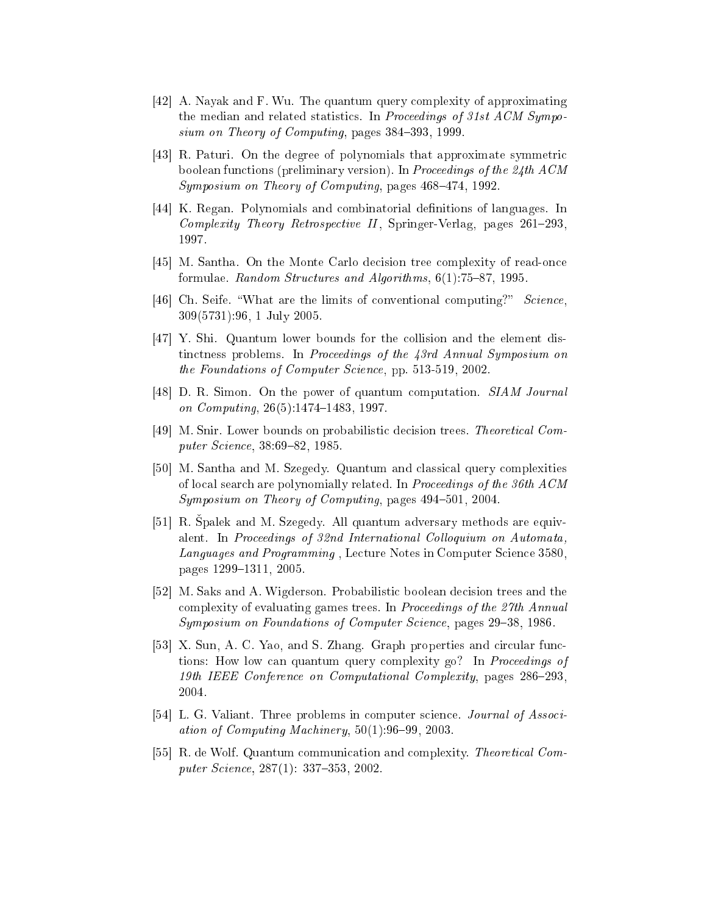[42] A. Nayak and F. Wu. The quantum query complexity of approximating the median and related statistics. In *Proceedings of 31st ACM Symposium on Theory of Computing*, pages 384–393, 1999.

[43] R. Paturi. On the degree of polynomials that approximate symmetric boolean functions (preliminary version). In *Proceedings of the 24th ACM Symposium on Theory of Computing*, pages 468–474, 1992.

[44] K. Regan. Polynomials and combinatorial definitions of languages. In *Complexity Theory Retrospective II*, Springer-Verlag, pages 261–293, 1997.

[45] M. Santha. On the Monte Carlo decision tree complexity of read-once formulae. *Random Structures and Algorithms*, 6(1):75–87, 1995.

[46] Ch. Seife. "What are the limits of conventional computing?" *Science*, 309(5731):96, 1 July 2005.

[47] Y. Shi. Quantum lower bounds for the collision and the element distinctness problems. In *Proceedings of the 43rd Annual Symposium on the Foundations of Computer Science*, pp. 513-519, 2002.

[48] D. R. Simon. On the power of quantum computation. *SIAM Journal on Computing*, 26(5):1474–1483, 1997.

[49] M. Snir. Lower bounds on probabilistic decision trees. *Theoretical Computer Science*, 38:69–82, 1985.

[50] M. Santha and M. Szegedy. Quantum and classical query complexities of local search are polynomially related. In *Proceedings of the 36th ACM Symposium on Theory of Computing*, pages 494–501, 2004.

[51] R. Špalek and M. Szegedy. All quantum adversary methods are equivalent. In *Proceedings of 32nd International Colloquium on Automata, Languages and Programming* , Lecture Notes in Computer Science 3580, pages 1299–1311, 2005.

[52] M. Saks and A. Wigderson. Probabilistic boolean decision trees and the complexity of evaluating games trees. In *Proceedings of the 27th Annual Symposium on Foundations of Computer Science*, pages 29–38, 1986.

[53] X. Sun, A. C. Yao, and S. Zhang. Graph properties and circular functions: How low can quantum query complexity go? In *Proceedings of 19th IEEE Conference on Computational Complexity*, pages 286–293, 2004.

[54] L. G. Valiant. Three problems in computer science. *Journal of Association of Computing Machinery*, 50(1):96–99, 2003.

[55] R. de Wolf. Quantum communication and complexity. *Theoretical Computer Science*, 287(1): 337–353, 2002.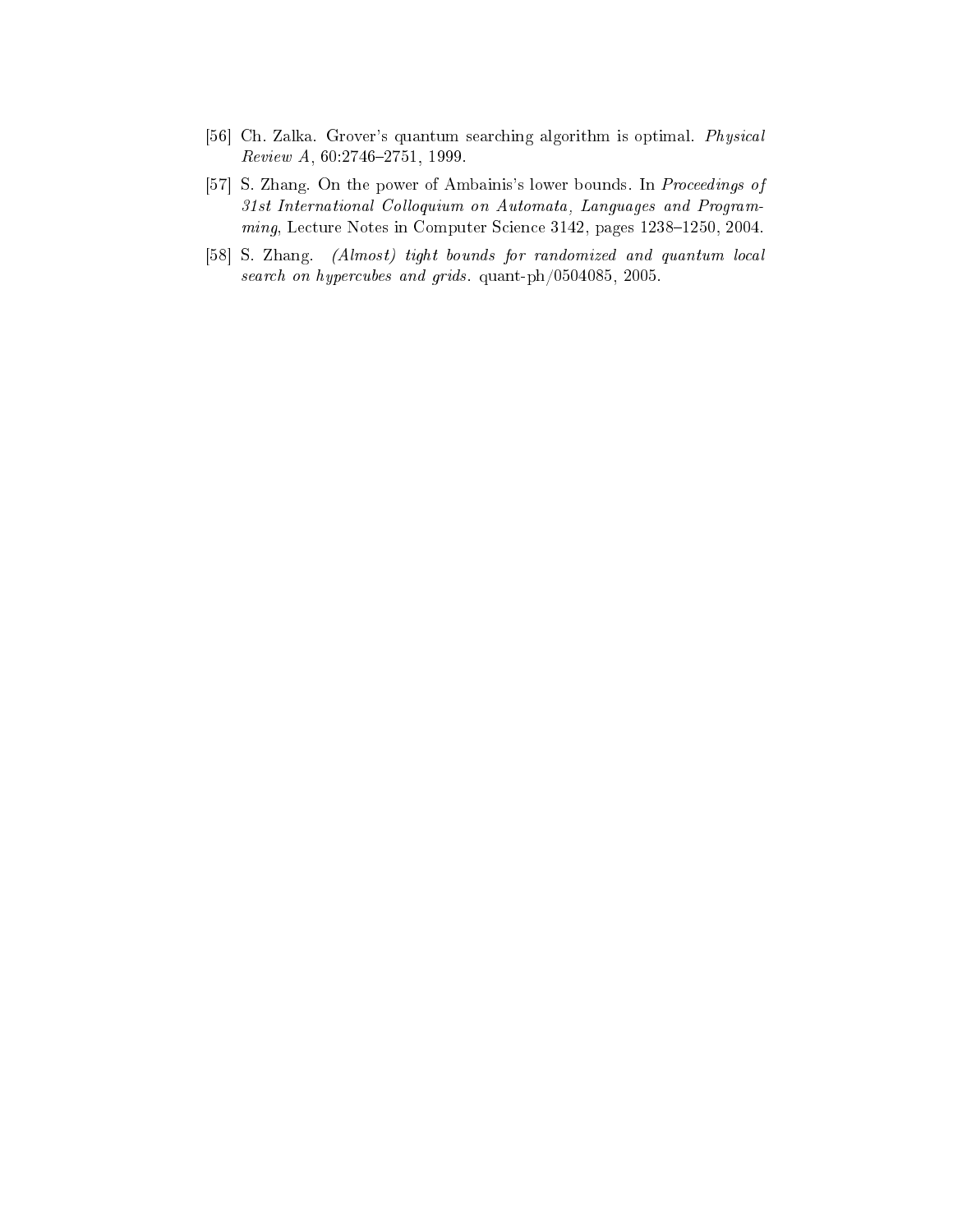[56] Ch. Zalka. Grover's quantum searching algorithm is optimal. *Physical Review A*, 60:2746–2751, 1999.

[57] S. Zhang. On the power of Ambainis's lower bounds. In *Proceedings of 31st International Colloquium on Automata, Languages and Programming*, Lecture Notes in Computer Science 3142, pages 1238–1250, 2004.

[58] S. Zhang. *(Almost) tight bounds for randomized and quantum local search on hypercubes and grids*. quant-ph/0504085, 2005.